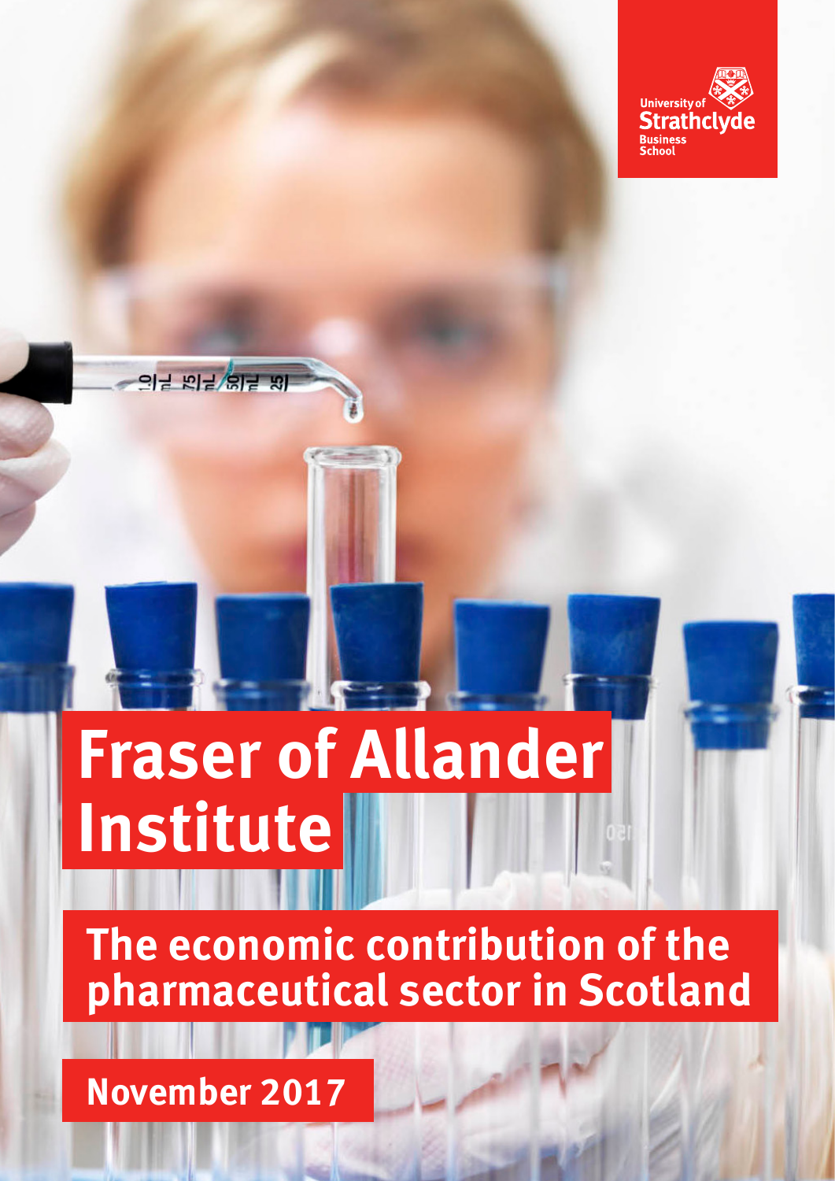University of Strathclyde Business School

# Fraser of Allander Institute

## The economic contribution of the pharmaceutical sector in Scotland

**November 2017**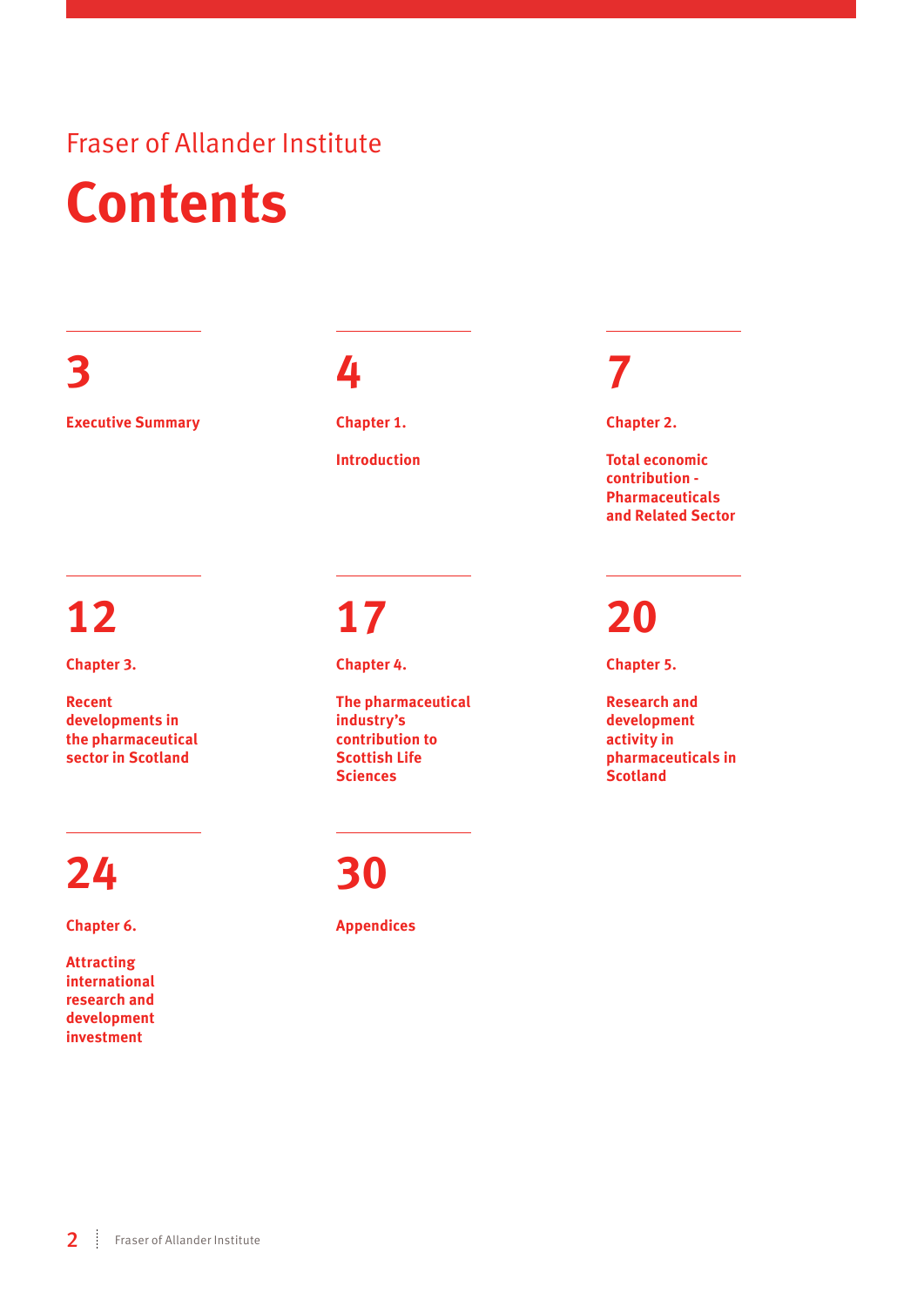Fraser of Allander Institute

# Contents

**3**
**Executive Summary**

**4**
**Chapter 1.**
**Introduction**

**7**
**Chapter 2.**
**Total economic contribution - Pharmaceuticals and Related Sector**

**12**
**Chapter 3.**
**Recent developments in the pharmaceutical sector in Scotland**

**17**
**Chapter 4.**
**The pharmaceutical industry's contribution to Scottish Life Sciences**

**20**
**Chapter 5.**
**Research and development activity in pharmaceuticals in Scotland**

**24**
**Chapter 6.**
**Attracting international research and development investment**

**30**
**Appendices**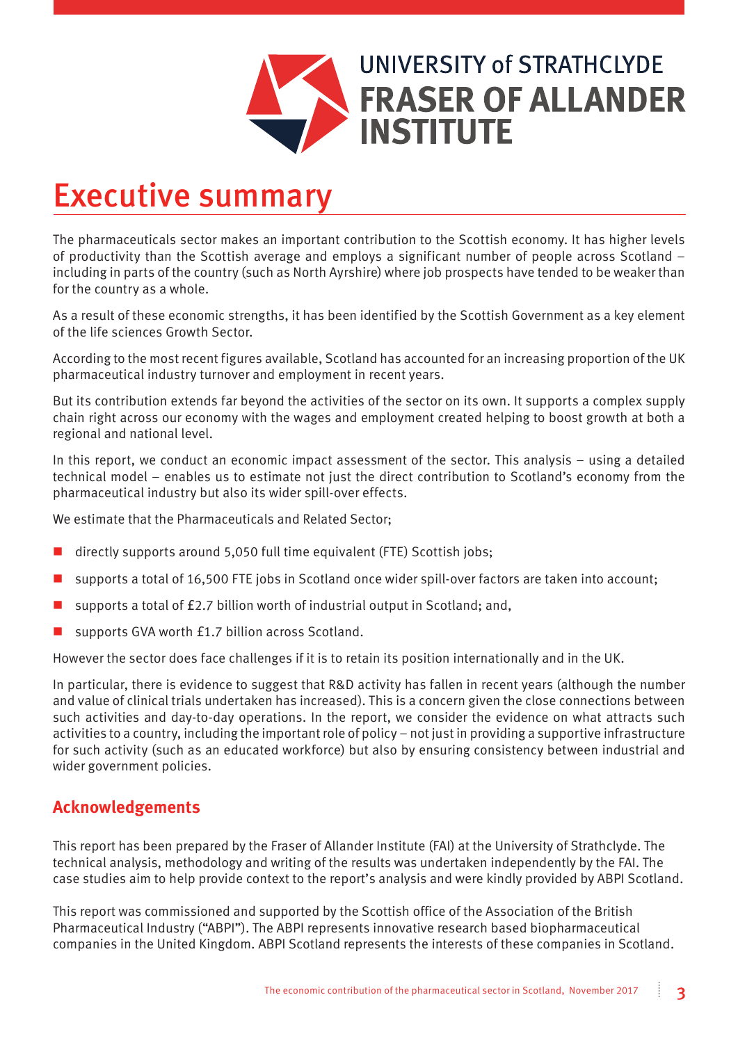# Executive summary

The pharmaceuticals sector makes an important contribution to the Scottish economy. It has higher levels of productivity than the Scottish average and employs a significant number of people across Scotland – including in parts of the country (such as North Ayrshire) where job prospects have tended to be weaker than for the country as a whole.

As a result of these economic strengths, it has been identified by the Scottish Government as a key element of the life sciences Growth Sector.

According to the most recent figures available, Scotland has accounted for an increasing proportion of the UK pharmaceutical industry turnover and employment in recent years.

But its contribution extends far beyond the activities of the sector on its own. It supports a complex supply chain right across our economy with the wages and employment created helping to boost growth at both a regional and national level.

In this report, we conduct an economic impact assessment of the sector. This analysis – using a detailed technical model – enables us to estimate not just the direct contribution to Scotland's economy from the pharmaceutical industry but also its wider spill-over effects.

We estimate that the Pharmaceuticals and Related Sector;

- directly supports around 5,050 full time equivalent (FTE) Scottish jobs;
- supports a total of 16,500 FTE jobs in Scotland once wider spill-over factors are taken into account;
- supports a total of £2.7 billion worth of industrial output in Scotland; and,
- supports GVA worth £1.7 billion across Scotland.

However the sector does face challenges if it is to retain its position internationally and in the UK.

In particular, there is evidence to suggest that R&D activity has fallen in recent years (although the number and value of clinical trials undertaken has increased). This is a concern given the close connections between such activities and day-to-day operations. In the report, we consider the evidence on what attracts such activities to a country, including the important role of policy – not just in providing a supportive infrastructure for such activity (such as an educated workforce) but also by ensuring consistency between industrial and wider government policies.

## Acknowledgements

This report has been prepared by the Fraser of Allander Institute (FAI) at the University of Strathclyde. The technical analysis, methodology and writing of the results was undertaken independently by the FAI. The case studies aim to help provide context to the report's analysis and were kindly provided by ABPI Scotland.

This report was commissioned and supported by the Scottish office of the Association of the British Pharmaceutical Industry ("ABPI"). The ABPI represents innovative research based biopharmaceutical companies in the United Kingdom. ABPI Scotland represents the interests of these companies in Scotland.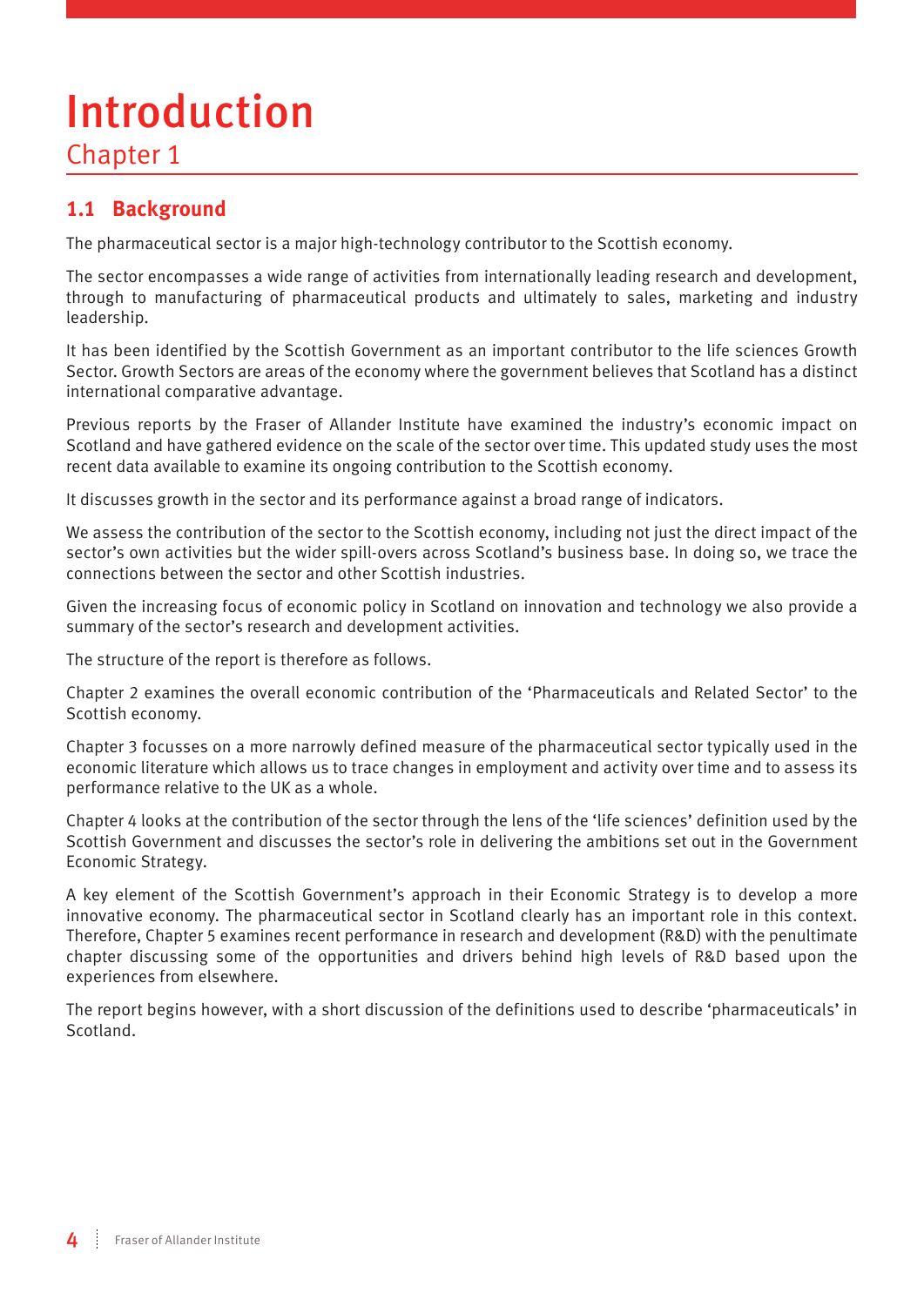# Introduction

## Chapter 1

### 1.1 Background

The pharmaceutical sector is a major high-technology contributor to the Scottish economy.

The sector encompasses a wide range of activities from internationally leading research and development, through to manufacturing of pharmaceutical products and ultimately to sales, marketing and industry leadership.

It has been identified by the Scottish Government as an important contributor to the life sciences Growth Sector. Growth Sectors are areas of the economy where the government believes that Scotland has a distinct international comparative advantage.

Previous reports by the Fraser of Allander Institute have examined the industry's economic impact on Scotland and have gathered evidence on the scale of the sector over time. This updated study uses the most recent data available to examine its ongoing contribution to the Scottish economy.

It discusses growth in the sector and its performance against a broad range of indicators.

We assess the contribution of the sector to the Scottish economy, including not just the direct impact of the sector's own activities but the wider spill-overs across Scotland's business base. In doing so, we trace the connections between the sector and other Scottish industries.

Given the increasing focus of economic policy in Scotland on innovation and technology we also provide a summary of the sector's research and development activities.

The structure of the report is therefore as follows.

Chapter 2 examines the overall economic contribution of the 'Pharmaceuticals and Related Sector' to the Scottish economy.

Chapter 3 focusses on a more narrowly defined measure of the pharmaceutical sector typically used in the economic literature which allows us to trace changes in employment and activity over time and to assess its performance relative to the UK as a whole.

Chapter 4 looks at the contribution of the sector through the lens of the 'life sciences' definition used by the Scottish Government and discusses the sector's role in delivering the ambitions set out in the Government Economic Strategy.

A key element of the Scottish Government's approach in their Economic Strategy is to develop a more innovative economy. The pharmaceutical sector in Scotland clearly has an important role in this context. Therefore, Chapter 5 examines recent performance in research and development (R&D) with the penultimate chapter discussing some of the opportunities and drivers behind high levels of R&D based upon the experiences from elsewhere.

The report begins however, with a short discussion of the definitions used to describe 'pharmaceuticals' in Scotland.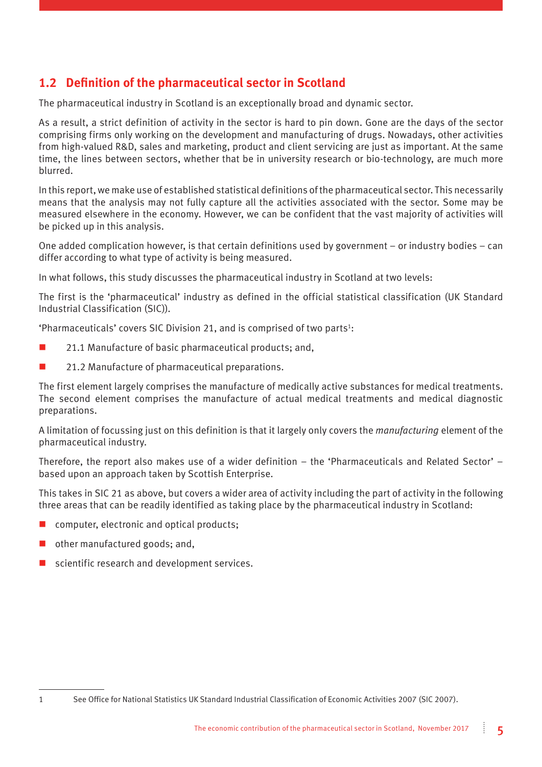## 1.2 Definition of the pharmaceutical sector in Scotland

The pharmaceutical industry in Scotland is an exceptionally broad and dynamic sector.

As a result, a strict definition of activity in the sector is hard to pin down. Gone are the days of the sector comprising firms only working on the development and manufacturing of drugs. Nowadays, other activities from high-valued R&D, sales and marketing, product and client servicing are just as important. At the same time, the lines between sectors, whether that be in university research or bio-technology, are much more blurred.

In this report, we make use of established statistical definitions of the pharmaceutical sector. This necessarily means that the analysis may not fully capture all the activities associated with the sector. Some may be measured elsewhere in the economy. However, we can be confident that the vast majority of activities will be picked up in this analysis.

One added complication however, is that certain definitions used by government – or industry bodies – can differ according to what type of activity is being measured.

In what follows, this study discusses the pharmaceutical industry in Scotland at two levels:

The first is the 'pharmaceutical' industry as defined in the official statistical classification (UK Standard Industrial Classification (SIC)).

'Pharmaceuticals' covers SIC Division 21, and is comprised of two parts[1]:

- 21.1 Manufacture of basic pharmaceutical products; and,
- 21.2 Manufacture of pharmaceutical preparations.

The first element largely comprises the manufacture of medically active substances for medical treatments. The second element comprises the manufacture of actual medical treatments and medical diagnostic preparations.

A limitation of focussing just on this definition is that it largely only covers the *manufacturing* element of the pharmaceutical industry.

Therefore, the report also makes use of a wider definition – the 'Pharmaceuticals and Related Sector' – based upon an approach taken by Scottish Enterprise.

This takes in SIC 21 as above, but covers a wider area of activity including the part of activity in the following three areas that can be readily identified as taking place by the pharmaceutical industry in Scotland:

- computer, electronic and optical products;
- other manufactured goods; and,
- scientific research and development services.

---

1 See Office for National Statistics UK Standard Industrial Classification of Economic Activities 2007 (SIC 2007).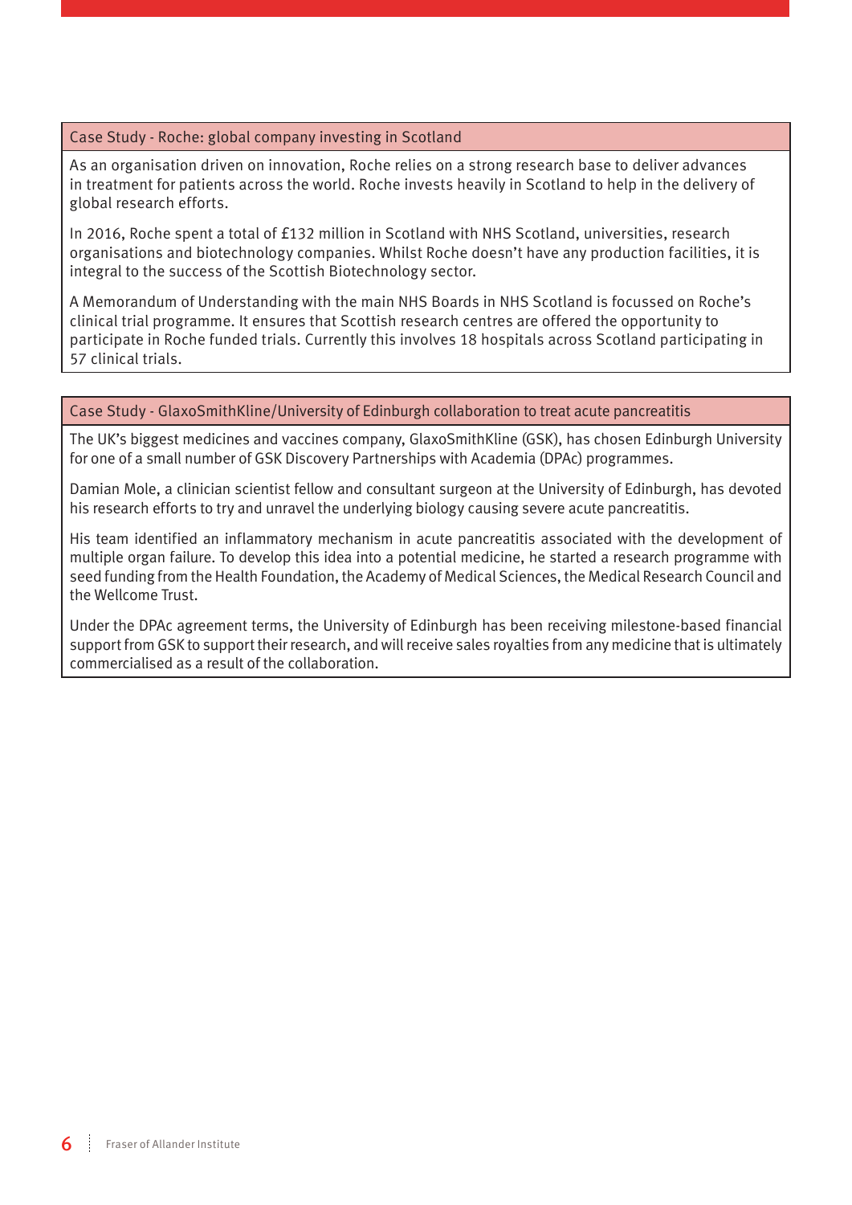### Case Study - Roche: global company investing in Scotland

As an organisation driven on innovation, Roche relies on a strong research base to deliver advances in treatment for patients across the world. Roche invests heavily in Scotland to help in the delivery of global research efforts.

In 2016, Roche spent a total of £132 million in Scotland with NHS Scotland, universities, research organisations and biotechnology companies. Whilst Roche doesn't have any production facilities, it is integral to the success of the Scottish Biotechnology sector.

A Memorandum of Understanding with the main NHS Boards in NHS Scotland is focussed on Roche's clinical trial programme. It ensures that Scottish research centres are offered the opportunity to participate in Roche funded trials. Currently this involves 18 hospitals across Scotland participating in 57 clinical trials.

### Case Study - GlaxoSmithKline/University of Edinburgh collaboration to treat acute pancreatitis

The UK's biggest medicines and vaccines company, GlaxoSmithKline (GSK), has chosen Edinburgh University for one of a small number of GSK Discovery Partnerships with Academia (DPAc) programmes.

Damian Mole, a clinician scientist fellow and consultant surgeon at the University of Edinburgh, has devoted his research efforts to try and unravel the underlying biology causing severe acute pancreatitis.

His team identified an inflammatory mechanism in acute pancreatitis associated with the development of multiple organ failure. To develop this idea into a potential medicine, he started a research programme with seed funding from the Health Foundation, the Academy of Medical Sciences, the Medical Research Council and the Wellcome Trust.

Under the DPAc agreement terms, the University of Edinburgh has been receiving milestone-based financial support from GSK to support their research, and will receive sales royalties from any medicine that is ultimately commercialised as a result of the collaboration.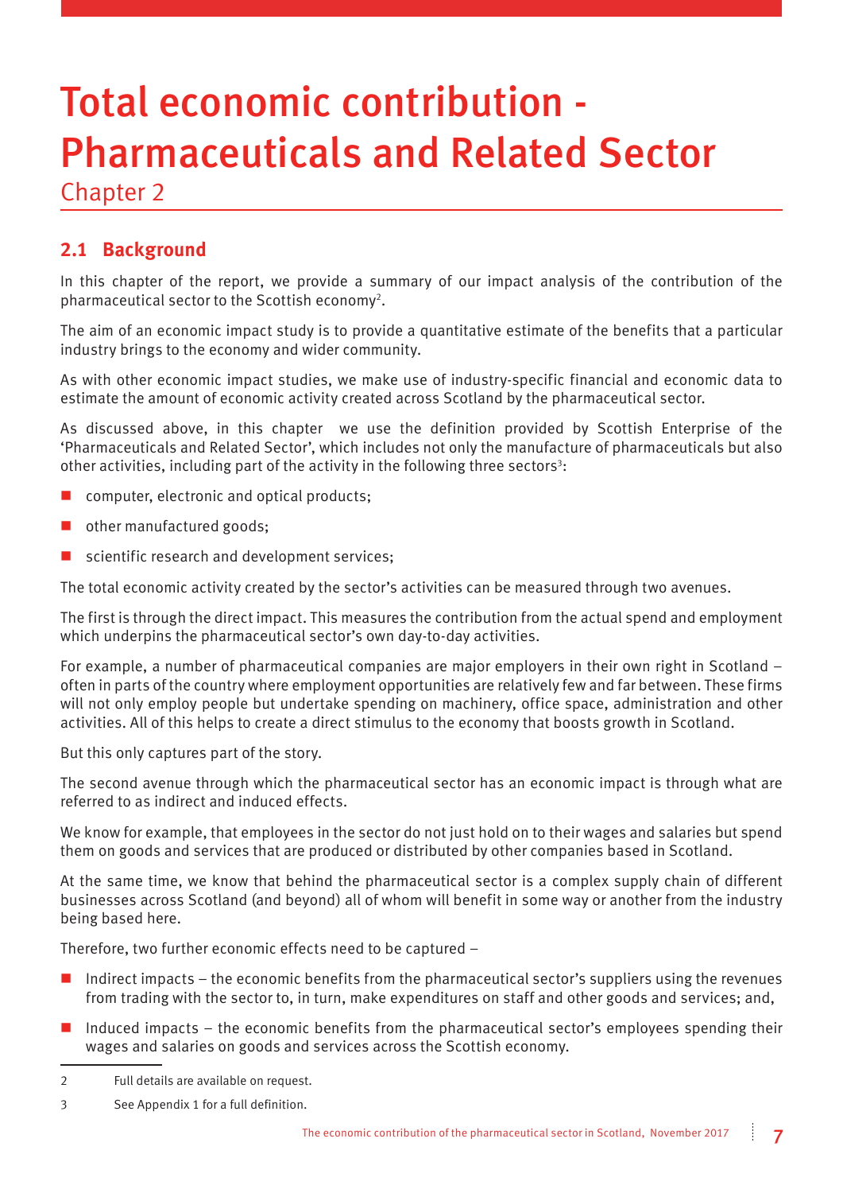# Total economic contribution - Pharmaceuticals and Related Sector

Chapter 2

## 2.1 Background

In this chapter of the report, we provide a summary of our impact analysis of the contribution of the pharmaceutical sector to the Scottish economy[2].

The aim of an economic impact study is to provide a quantitative estimate of the benefits that a particular industry brings to the economy and wider community.

As with other economic impact studies, we make use of industry-specific financial and economic data to estimate the amount of economic activity created across Scotland by the pharmaceutical sector.

As discussed above, in this chapter we use the definition provided by Scottish Enterprise of the 'Pharmaceuticals and Related Sector', which includes not only the manufacture of pharmaceuticals but also other activities, including part of the activity in the following three sectors[3]:

- computer, electronic and optical products;
- other manufactured goods;
- scientific research and development services;

The total economic activity created by the sector's activities can be measured through two avenues.

The first is through the direct impact. This measures the contribution from the actual spend and employment which underpins the pharmaceutical sector's own day-to-day activities.

For example, a number of pharmaceutical companies are major employers in their own right in Scotland – often in parts of the country where employment opportunities are relatively few and far between. These firms will not only employ people but undertake spending on machinery, office space, administration and other activities. All of this helps to create a direct stimulus to the economy that boosts growth in Scotland.

But this only captures part of the story.

The second avenue through which the pharmaceutical sector has an economic impact is through what are referred to as indirect and induced effects.

We know for example, that employees in the sector do not just hold on to their wages and salaries but spend them on goods and services that are produced or distributed by other companies based in Scotland.

At the same time, we know that behind the pharmaceutical sector is a complex supply chain of different businesses across Scotland (and beyond) all of whom will benefit in some way or another from the industry being based here.

Therefore, two further economic effects need to be captured –

- Indirect impacts – the economic benefits from the pharmaceutical sector's suppliers using the revenues from trading with the sector to, in turn, make expenditures on staff and other goods and services; and,
- Induced impacts – the economic benefits from the pharmaceutical sector's employees spending their wages and salaries on goods and services across the Scottish economy.

---

2 Full details are available on request.

3 See Appendix 1 for a full definition.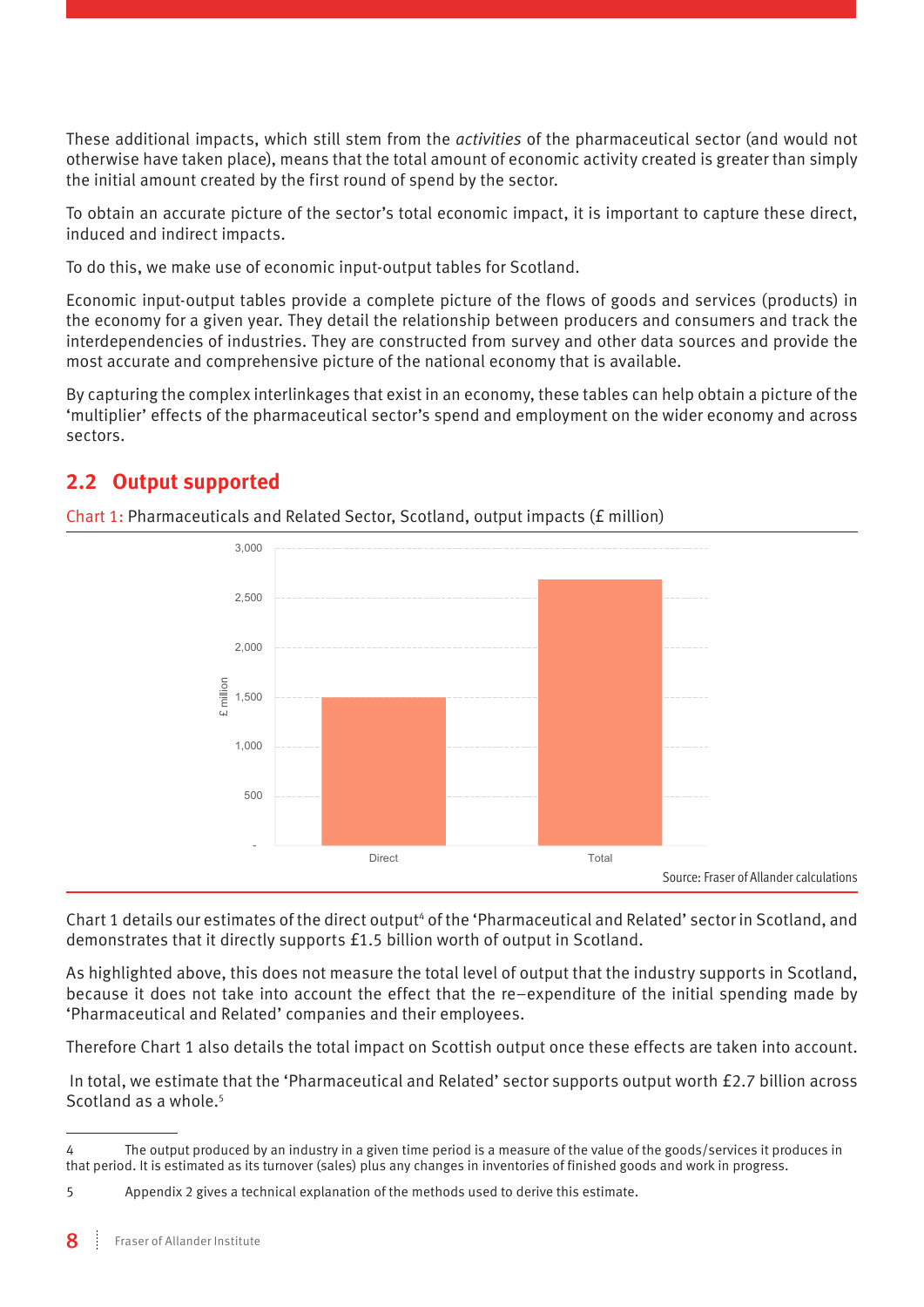These additional impacts, which still stem from the *activities* of the pharmaceutical sector (and would not otherwise have taken place), means that the total amount of economic activity created is greater than simply the initial amount created by the first round of spend by the sector.

To obtain an accurate picture of the sector's total economic impact, it is important to capture these direct, induced and indirect impacts.

To do this, we make use of economic input-output tables for Scotland.

Economic input-output tables provide a complete picture of the flows of goods and services (products) in the economy for a given year. They detail the relationship between producers and consumers and track the interdependencies of industries. They are constructed from survey and other data sources and provide the most accurate and comprehensive picture of the national economy that is available.

By capturing the complex interlinkages that exist in an economy, these tables can help obtain a picture of the 'multiplier' effects of the pharmaceutical sector's spend and employment on the wider economy and across sectors.

## 2.2 Output supported

Chart 1: Pharmaceuticals and Related Sector, Scotland, output impacts (£ million)

Source: Fraser of Allander calculations

Chart 1 details our estimates of the direct output[4] of the 'Pharmaceutical and Related' sector in Scotland, and demonstrates that it directly supports £1.5 billion worth of output in Scotland.

As highlighted above, this does not measure the total level of output that the industry supports in Scotland, because it does not take into account the effect that the re–expenditure of the initial spending made by 'Pharmaceutical and Related' companies and their employees.

Therefore Chart 1 also details the total impact on Scottish output once these effects are taken into account.

In total, we estimate that the 'Pharmaceutical and Related' sector supports output worth £2.7 billion across Scotland as a whole.[5]

---

4 The output produced by an industry in a given time period is a measure of the value of the goods/services it produces in that period. It is estimated as its turnover (sales) plus any changes in inventories of finished goods and work in progress.

5 Appendix 2 gives a technical explanation of the methods used to derive this estimate.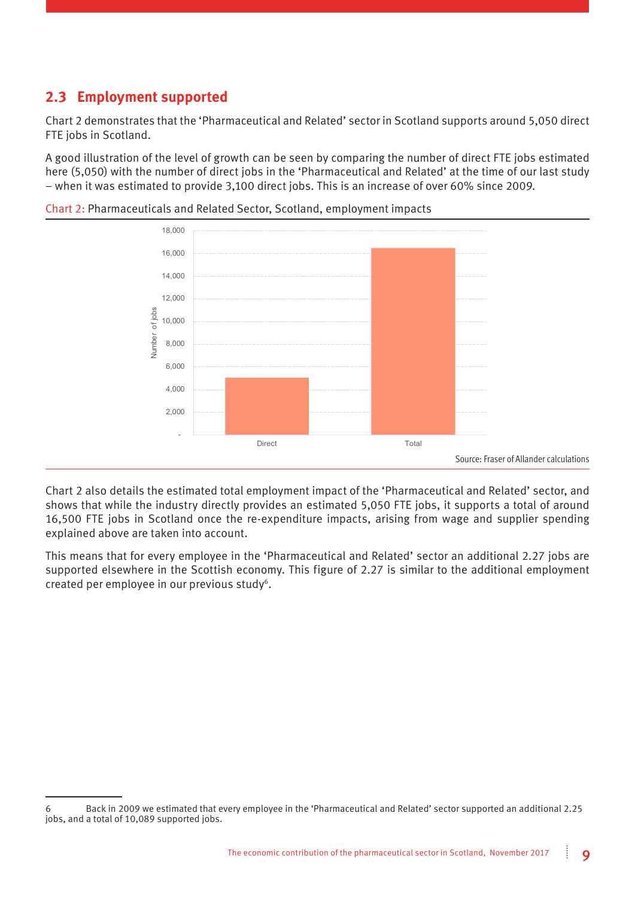## 2.3 Employment supported

Chart 2 demonstrates that the 'Pharmaceutical and Related' sector in Scotland supports around 5,050 direct FTE jobs in Scotland.

A good illustration of the level of growth can be seen by comparing the number of direct FTE jobs estimated here (5,050) with the number of direct jobs in the 'Pharmaceutical and Related' at the time of our last study – when it was estimated to provide 3,100 direct jobs. This is an increase of over 60% since 2009.

Chart 2: Pharmaceuticals and Related Sector, Scotland, employment impacts

Source: Fraser of Allander calculations

Chart 2 also details the estimated total employment impact of the 'Pharmaceutical and Related' sector, and shows that while the industry directly provides an estimated 5,050 FTE jobs, it supports a total of around 16,500 FTE jobs in Scotland once the re-expenditure impacts, arising from wage and supplier spending explained above are taken into account.

This means that for every employee in the 'Pharmaceutical and Related' sector an additional 2.27 jobs are supported elsewhere in the Scottish economy. This figure of 2.27 is similar to the additional employment created per employee in our previous study[6].

6 Back in 2009 we estimated that every employee in the 'Pharmaceutical and Related' sector supported an additional 2.25 jobs, and a total of 10,089 supported jobs.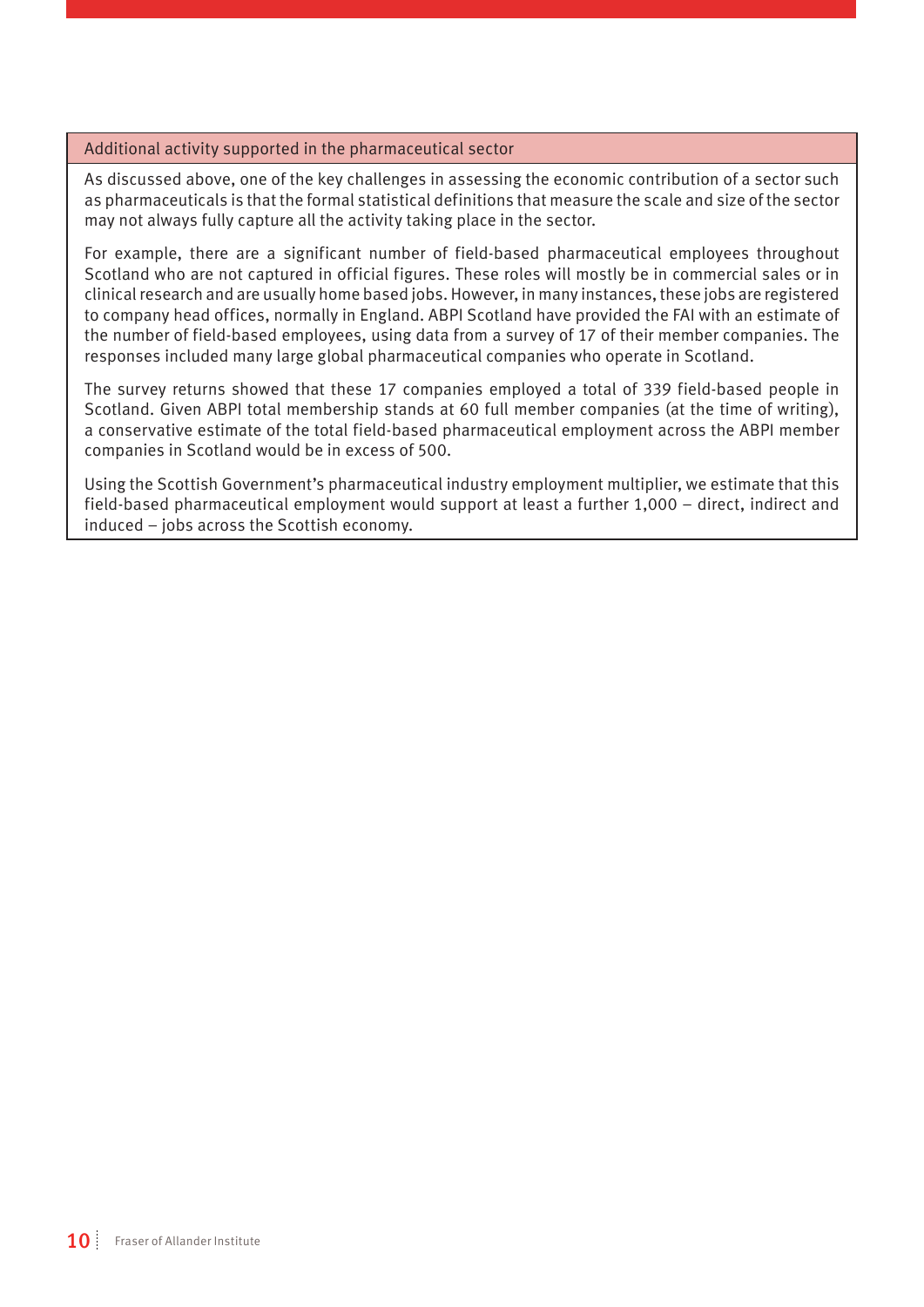### Additional activity supported in the pharmaceutical sector

As discussed above, one of the key challenges in assessing the economic contribution of a sector such as pharmaceuticals is that the formal statistical definitions that measure the scale and size of the sector may not always fully capture all the activity taking place in the sector.

For example, there are a significant number of field-based pharmaceutical employees throughout Scotland who are not captured in official figures. These roles will mostly be in commercial sales or in clinical research and are usually home based jobs. However, in many instances, these jobs are registered to company head offices, normally in England. ABPI Scotland have provided the FAI with an estimate of the number of field-based employees, using data from a survey of 17 of their member companies. The responses included many large global pharmaceutical companies who operate in Scotland.

The survey returns showed that these 17 companies employed a total of 339 field-based people in Scotland. Given ABPI total membership stands at 60 full member companies (at the time of writing), a conservative estimate of the total field-based pharmaceutical employment across the ABPI member companies in Scotland would be in excess of 500.

Using the Scottish Government's pharmaceutical industry employment multiplier, we estimate that this field-based pharmaceutical employment would support at least a further 1,000 – direct, indirect and induced – jobs across the Scottish economy.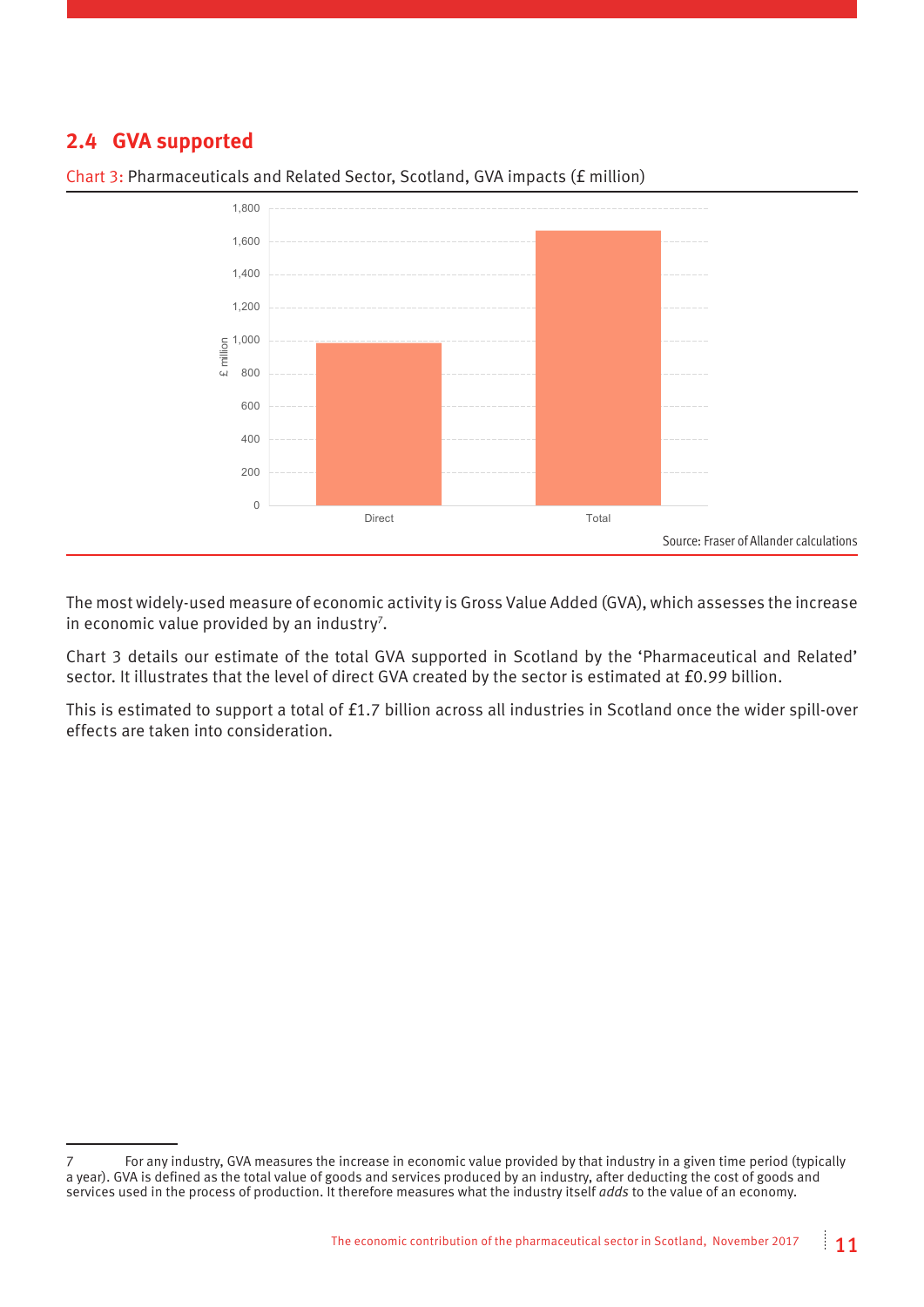## 2.4 GVA supported

Chart 3: Pharmaceuticals and Related Sector, Scotland, GVA impacts (£ million)

Source: Fraser of Allander calculations

The most widely-used measure of economic activity is Gross Value Added (GVA), which assesses the increase in economic value provided by an industry[7].

Chart 3 details our estimate of the total GVA supported in Scotland by the 'Pharmaceutical and Related' sector. It illustrates that the level of direct GVA created by the sector is estimated at £0.99 billion.

This is estimated to support a total of £1.7 billion across all industries in Scotland once the wider spill-over effects are taken into consideration.

---

7 For any industry, GVA measures the increase in economic value provided by that industry in a given time period (typically a year). GVA is defined as the total value of goods and services produced by an industry, after deducting the cost of goods and services used in the process of production. It therefore measures what the industry itself *adds* to the value of an economy.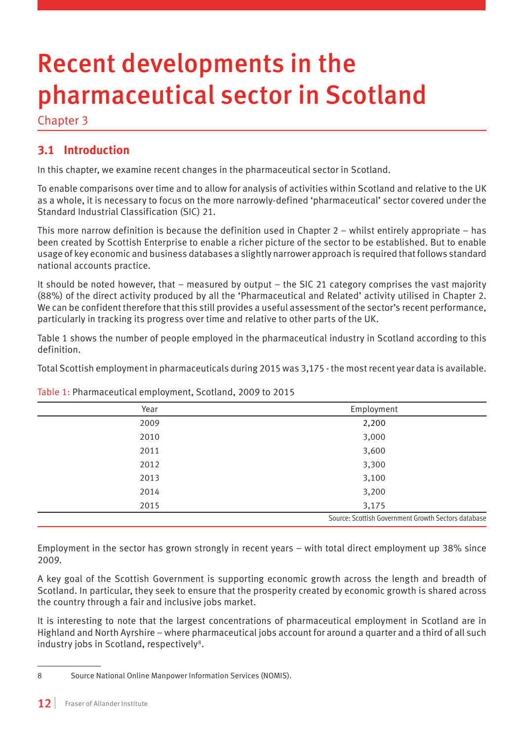# Recent developments in the pharmaceutical sector in Scotland

Chapter 3

## 3.1 Introduction

In this chapter, we examine recent changes in the pharmaceutical sector in Scotland.

To enable comparisons over time and to allow for analysis of activities within Scotland and relative to the UK as a whole, it is necessary to focus on the more narrowly-defined 'pharmaceutical' sector covered under the Standard Industrial Classification (SIC) 21.

This more narrow definition is because the definition used in Chapter 2 – whilst entirely appropriate – has been created by Scottish Enterprise to enable a richer picture of the sector to be established. But to enable usage of key economic and business databases a slightly narrower approach is required that follows standard national accounts practice.

It should be noted however, that – measured by output – the SIC 21 category comprises the vast majority (88%) of the direct activity produced by all the 'Pharmaceutical and Related' activity utilised in Chapter 2. We can be confident therefore that this still provides a useful assessment of the sector's recent performance, particularly in tracking its progress over time and relative to other parts of the UK.

Table 1 shows the number of people employed in the pharmaceutical industry in Scotland according to this definition.

Total Scottish employment in pharmaceuticals during 2015 was 3,175 - the most recent year data is available.

Table 1: Pharmaceutical employment, Scotland, 2009 to 2015

| Year | Employment |
|---|---|
| 2009 | 2,200 |
| 2010 | 3,000 |
| 2011 | 3,600 |
| 2012 | 3,300 |
| 2013 | 3,100 |
| 2014 | 3,200 |
| 2015 | 3,175 |

Source: Scottish Government Growth Sectors database

Employment in the sector has grown strongly in recent years – with total direct employment up 38% since 2009.

A key goal of the Scottish Government is supporting economic growth across the length and breadth of Scotland. In particular, they seek to ensure that the prosperity created by economic growth is shared across the country through a fair and inclusive jobs market.

It is interesting to note that the largest concentrations of pharmaceutical employment in Scotland are in Highland and North Ayrshire – where pharmaceutical jobs account for around a quarter and a third of all such industry jobs in Scotland, respectively[8].

8 Source National Online Manpower Information Services (NOMIS).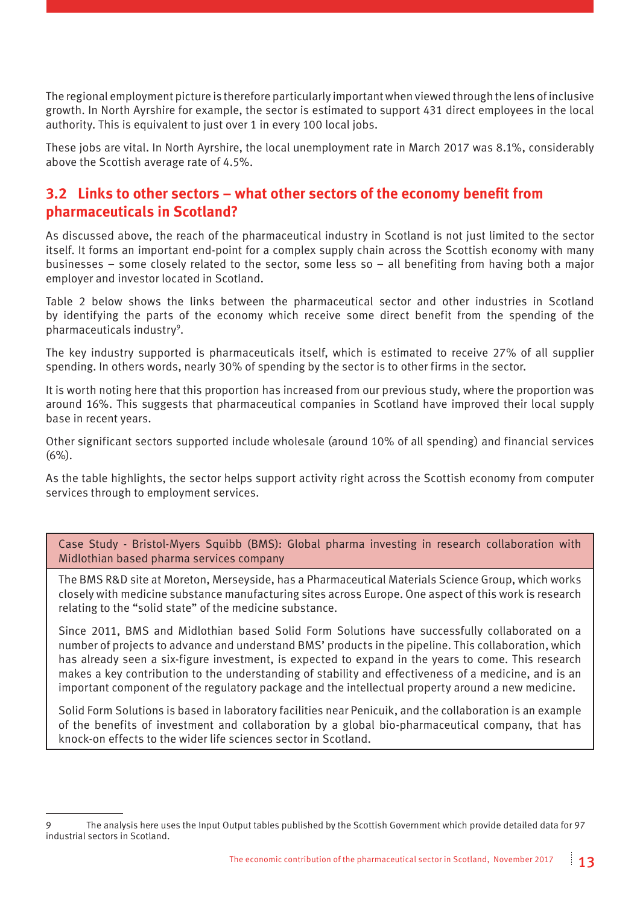The regional employment picture is therefore particularly important when viewed through the lens of inclusive growth. In North Ayrshire for example, the sector is estimated to support 431 direct employees in the local authority. This is equivalent to just over 1 in every 100 local jobs.

These jobs are vital. In North Ayrshire, the local unemployment rate in March 2017 was 8.1%, considerably above the Scottish average rate of 4.5%.

## 3.2 Links to other sectors – what other sectors of the economy benefit from pharmaceuticals in Scotland?

As discussed above, the reach of the pharmaceutical industry in Scotland is not just limited to the sector itself. It forms an important end-point for a complex supply chain across the Scottish economy with many businesses – some closely related to the sector, some less so – all benefiting from having both a major employer and investor located in Scotland.

Table 2 below shows the links between the pharmaceutical sector and other industries in Scotland by identifying the parts of the economy which receive some direct benefit from the spending of the pharmaceuticals industry[9].

The key industry supported is pharmaceuticals itself, which is estimated to receive 27% of all supplier spending. In others words, nearly 30% of spending by the sector is to other firms in the sector.

It is worth noting here that this proportion has increased from our previous study, where the proportion was around 16%. This suggests that pharmaceutical companies in Scotland have improved their local supply base in recent years.

Other significant sectors supported include wholesale (around 10% of all spending) and financial services (6%).

As the table highlights, the sector helps support activity right across the Scottish economy from computer services through to employment services.

| Case Study - Bristol-Myers Squibb (BMS): Global pharma investing in research collaboration with Midlothian based pharma services company |
|---|
| The BMS R&D site at Moreton, Merseyside, has a Pharmaceutical Materials Science Group, which works closely with medicine substance manufacturing sites across Europe. One aspect of this work is research relating to the "solid state" of the medicine substance.<br><br>Since 2011, BMS and Midlothian based Solid Form Solutions have successfully collaborated on a number of projects to advance and understand BMS' products in the pipeline. This collaboration, which has already seen a six-figure investment, is expected to expand in the years to come. This research makes a key contribution to the understanding of stability and effectiveness of a medicine, and is an important component of the regulatory package and the intellectual property around a new medicine.<br><br>Solid Form Solutions is based in laboratory facilities near Penicuik, and the collaboration is an example of the benefits of investment and collaboration by a global bio-pharmaceutical company, that has knock-on effects to the wider life sciences sector in Scotland. |

---

9 The analysis here uses the Input Output tables published by the Scottish Government which provide detailed data for 97 industrial sectors in Scotland.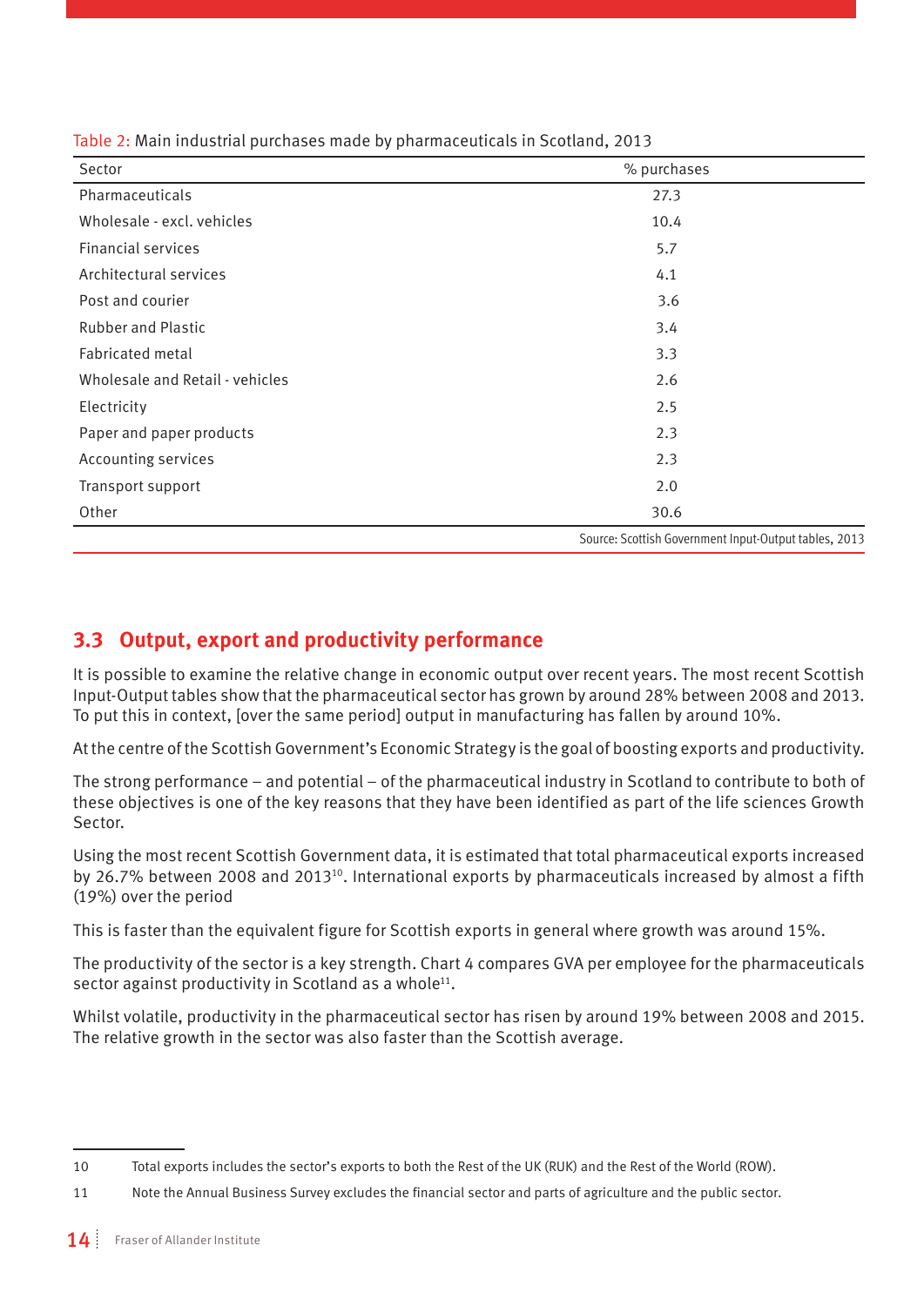Table 2: Main industrial purchases made by pharmaceuticals in Scotland, 2013

| Sector | % purchases |
| --- | --- |
| Pharmaceuticals | 27.3 |
| Wholesale - excl. vehicles | 10.4 |
| Financial services | 5.7 |
| Architectural services | 4.1 |
| Post and courier | 3.6 |
| Rubber and Plastic | 3.4 |
| Fabricated metal | 3.3 |
| Wholesale and Retail - vehicles | 2.6 |
| Electricity | 2.5 |
| Paper and paper products | 2.3 |
| Accounting services | 2.3 |
| Transport support | 2.0 |
| Other | 30.6 |

Source: Scottish Government Input-Output tables, 2013

## 3.3 Output, export and productivity performance

It is possible to examine the relative change in economic output over recent years. The most recent Scottish Input-Output tables show that the pharmaceutical sector has grown by around 28% between 2008 and 2013. To put this in context, [over the same period] output in manufacturing has fallen by around 10%.

At the centre of the Scottish Government's Economic Strategy is the goal of boosting exports and productivity.

The strong performance – and potential – of the pharmaceutical industry in Scotland to contribute to both of these objectives is one of the key reasons that they have been identified as part of the life sciences Growth Sector.

Using the most recent Scottish Government data, it is estimated that total pharmaceutical exports increased by 26.7% between 2008 and 2013[10]. International exports by pharmaceuticals increased by almost a fifth (19%) over the period

This is faster than the equivalent figure for Scottish exports in general where growth was around 15%.

The productivity of the sector is a key strength. Chart 4 compares GVA per employee for the pharmaceuticals sector against productivity in Scotland as a whole[11].

Whilst volatile, productivity in the pharmaceutical sector has risen by around 19% between 2008 and 2015. The relative growth in the sector was also faster than the Scottish average.

---

10 Total exports includes the sector's exports to both the Rest of the UK (RUK) and the Rest of the World (ROW).

11 Note the Annual Business Survey excludes the financial sector and parts of agriculture and the public sector.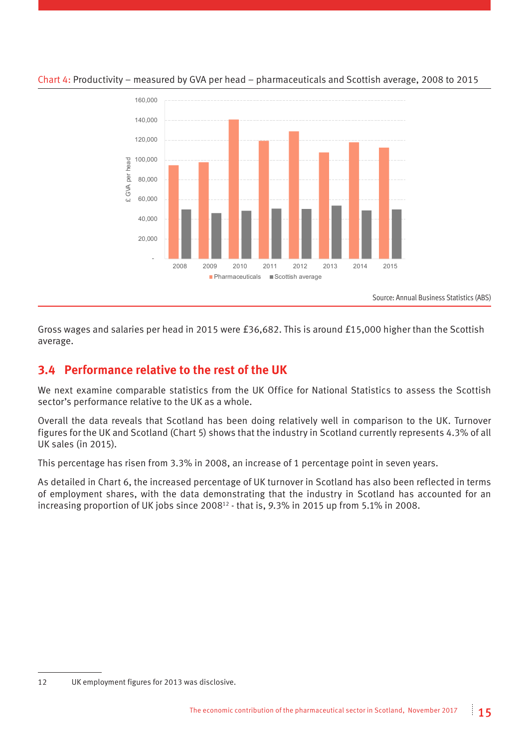Chart 4: Productivity – measured by GVA per head – pharmaceuticals and Scottish average, 2008 to 2015

Source: Annual Business Statistics (ABS)

Gross wages and salaries per head in 2015 were £36,682. This is around £15,000 higher than the Scottish average.

## 3.4 Performance relative to the rest of the UK

We next examine comparable statistics from the UK Office for National Statistics to assess the Scottish sector's performance relative to the UK as a whole.

Overall the data reveals that Scotland has been doing relatively well in comparison to the UK. Turnover figures for the UK and Scotland (Chart 5) shows that the industry in Scotland currently represents 4.3% of all UK sales (in 2015).

This percentage has risen from 3.3% in 2008, an increase of 1 percentage point in seven years.

As detailed in Chart 6, the increased percentage of UK turnover in Scotland has also been reflected in terms of employment shares, with the data demonstrating that the industry in Scotland has accounted for an increasing proportion of UK jobs since 2008[12] - that is, 9.3% in 2015 up from 5.1% in 2008.

12 UK employment figures for 2013 was disclosive.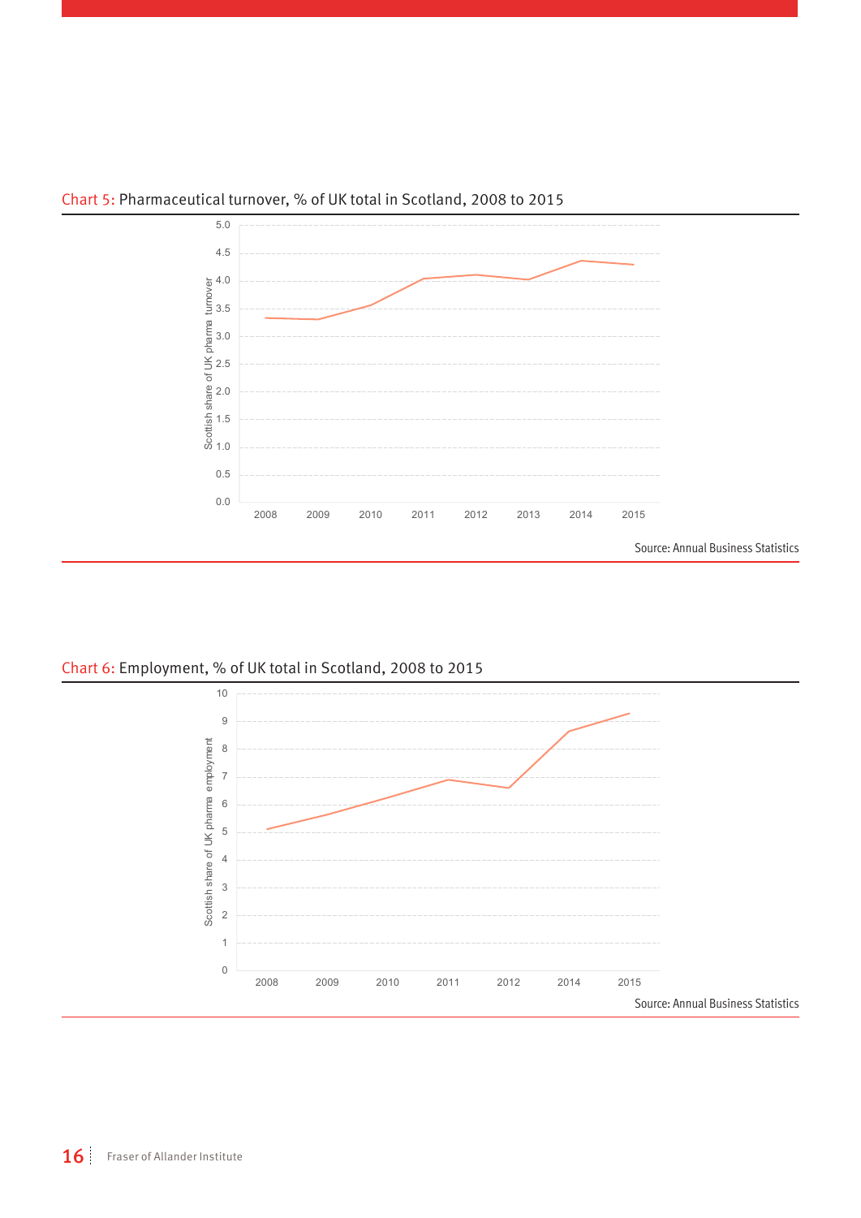Chart 5: Pharmaceutical turnover, % of UK total in Scotland, 2008 to 2015

Source: Annual Business Statistics

Chart 6: Employment, % of UK total in Scotland, 2008 to 2015

Source: Annual Business Statistics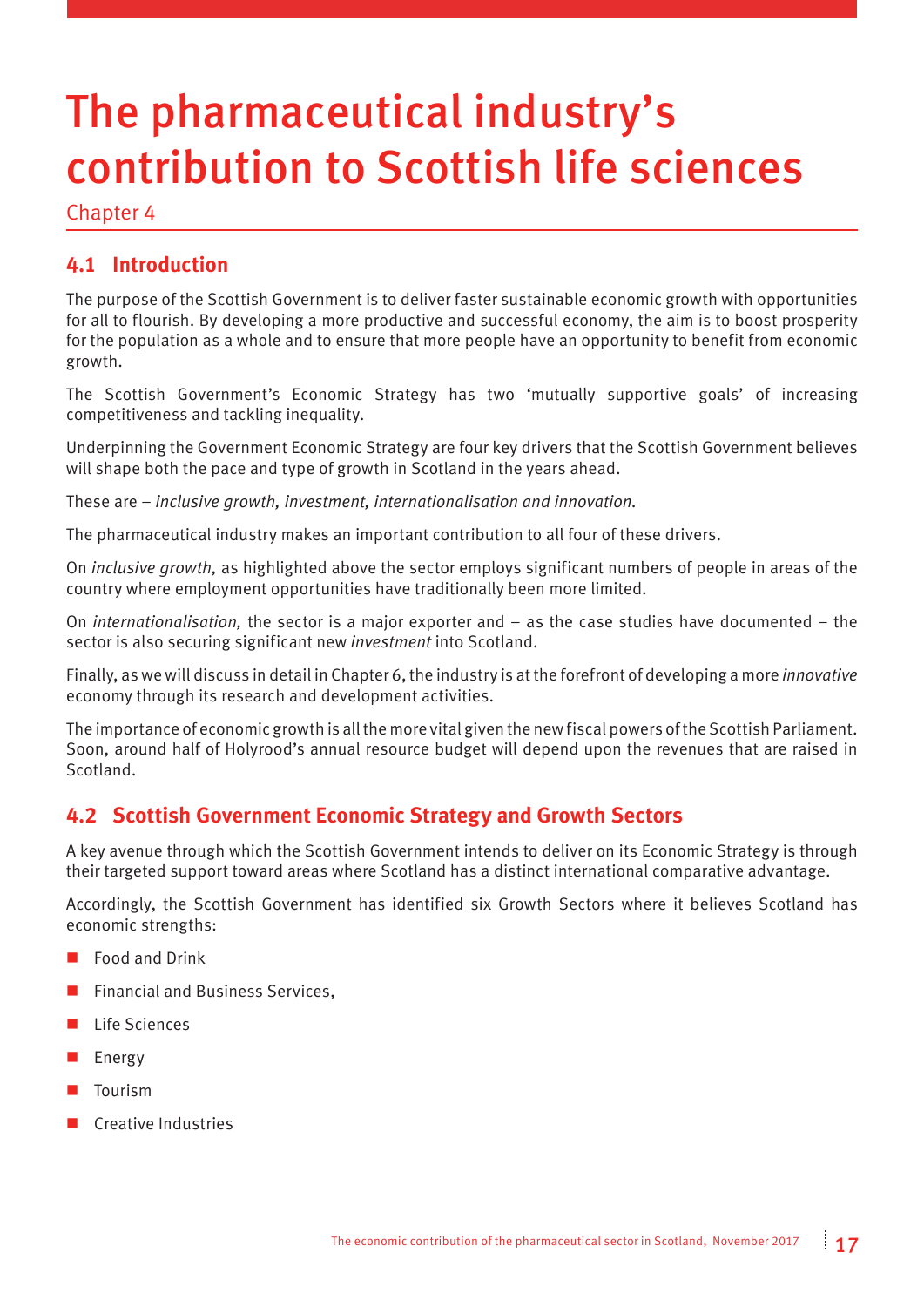# The pharmaceutical industry's contribution to Scottish life sciences

Chapter 4

## 4.1 Introduction

The purpose of the Scottish Government is to deliver faster sustainable economic growth with opportunities for all to flourish. By developing a more productive and successful economy, the aim is to boost prosperity for the population as a whole and to ensure that more people have an opportunity to benefit from economic growth.

The Scottish Government's Economic Strategy has two 'mutually supportive goals' of increasing competitiveness and tackling inequality.

Underpinning the Government Economic Strategy are four key drivers that the Scottish Government believes will shape both the pace and type of growth in Scotland in the years ahead.

These are – *inclusive growth, investment, internationalisation and innovation.*

The pharmaceutical industry makes an important contribution to all four of these drivers.

On *inclusive growth,* as highlighted above the sector employs significant numbers of people in areas of the country where employment opportunities have traditionally been more limited.

On *internationalisation,* the sector is a major exporter and – as the case studies have documented – the sector is also securing significant new *investment* into Scotland.

Finally, as we will discuss in detail in Chapter 6, the industry is at the forefront of developing a more *innovative* economy through its research and development activities.

The importance of economic growth is all the more vital given the new fiscal powers of the Scottish Parliament. Soon, around half of Holyrood's annual resource budget will depend upon the revenues that are raised in Scotland.

## 4.2 Scottish Government Economic Strategy and Growth Sectors

A key avenue through which the Scottish Government intends to deliver on its Economic Strategy is through their targeted support toward areas where Scotland has a distinct international comparative advantage.

Accordingly, the Scottish Government has identified six Growth Sectors where it believes Scotland has economic strengths:

- Food and Drink
- Financial and Business Services,
- Life Sciences
- Energy
- Tourism
- Creative Industries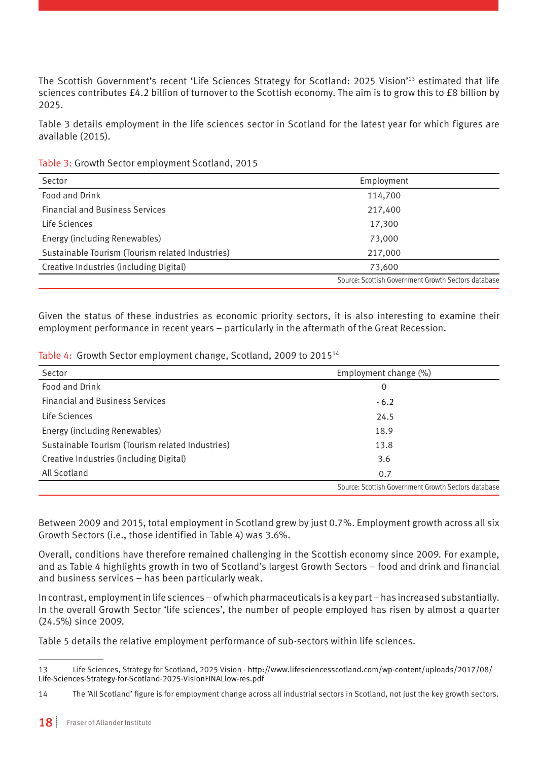The Scottish Government's recent 'Life Sciences Strategy for Scotland: 2025 Vision'[13] estimated that life sciences contributes £4.2 billion of turnover to the Scottish economy. The aim is to grow this to £8 billion by 2025.

Table 3 details employment in the life sciences sector in Scotland for the latest year for which figures are available (2015).

Table 3: Growth Sector employment Scotland, 2015

| Sector | Employment |
|---|---|
| Food and Drink | 114,700 |
| Financial and Business Services | 217,400 |
| Life Sciences | 17,300 |
| Energy (including Renewables) | 73,000 |
| Sustainable Tourism (Tourism related Industries) | 217,000 |
| Creative Industries (including Digital) | 73,600 |

Source: Scottish Government Growth Sectors database

Given the status of these industries as economic priority sectors, it is also interesting to examine their employment performance in recent years – particularly in the aftermath of the Great Recession.

Table 4: Growth Sector employment change, Scotland, 2009 to 2015[14]

| Sector | Employment change (%) |
|---|---|
| Food and Drink | 0 |
| Financial and Business Services | - 6.2 |
| Life Sciences | 24.5 |
| Energy (including Renewables) | 18.9 |
| Sustainable Tourism (Tourism related Industries) | 13.8 |
| Creative Industries (including Digital) | 3.6 |
| All Scotland | 0.7 |

Source: Scottish Government Growth Sectors database

Between 2009 and 2015, total employment in Scotland grew by just 0.7%. Employment growth across all six Growth Sectors (i.e., those identified in Table 4) was 3.6%.

Overall, conditions have therefore remained challenging in the Scottish economy since 2009. For example, and as Table 4 highlights growth in two of Scotland's largest Growth Sectors – food and drink and financial and business services – has been particularly weak.

In contrast, employment in life sciences – of which pharmaceuticals is a key part – has increased substantially. In the overall Growth Sector 'life sciences', the number of people employed has risen by almost a quarter (24.5%) since 2009.

Table 5 details the relative employment performance of sub-sectors within life sciences.

---

13 Life Sciences, Strategy for Scotland, 2025 Vision - http://www.lifesciencesscotland.com/wp-content/uploads/2017/08/Life-Sciences-Strategy-for-Scotland-2025-VisionFINALlow-res.pdf

14 The 'All Scotland' figure is for employment change across all industrial sectors in Scotland, not just the key growth sectors.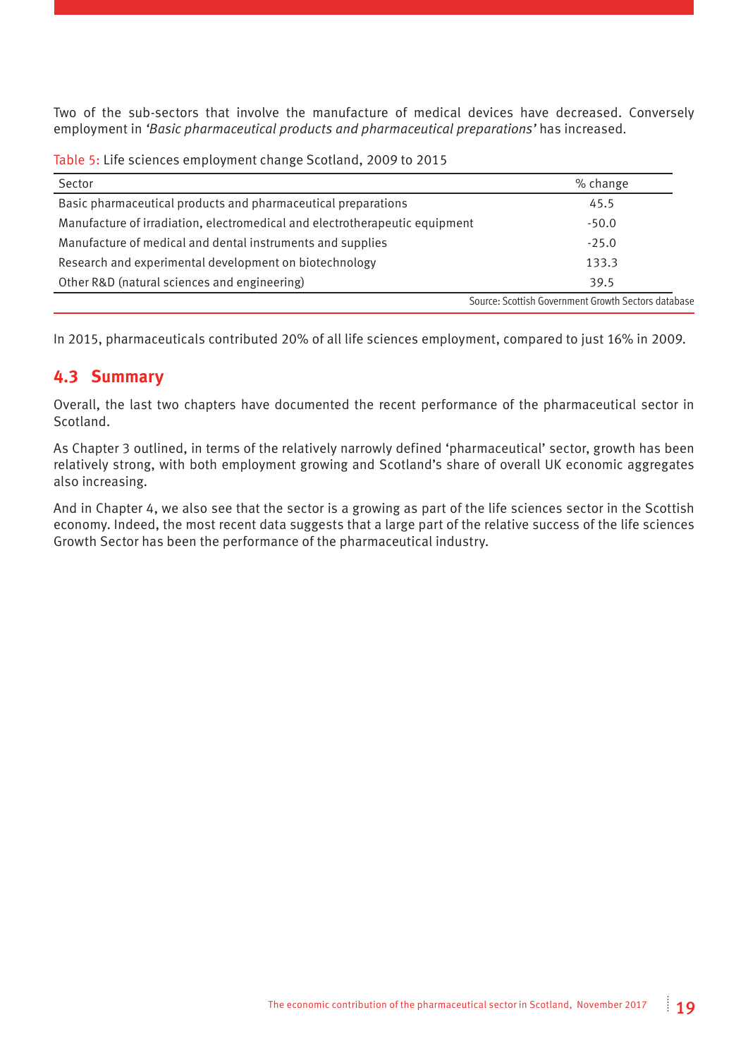Two of the sub-sectors that involve the manufacture of medical devices have decreased. Conversely employment in *'Basic pharmaceutical products and pharmaceutical preparations'* has increased.

Table 5: Life sciences employment change Scotland, 2009 to 2015

| Sector | % change |
|---|---|
| Basic pharmaceutical products and pharmaceutical preparations | 45.5 |
| Manufacture of irradiation, electromedical and electrotherapeutic equipment | -50.0 |
| Manufacture of medical and dental instruments and supplies | -25.0 |
| Research and experimental development on biotechnology | 133.3 |
| Other R&D (natural sciences and engineering) | 39.5 |

Source: Scottish Government Growth Sectors database

In 2015, pharmaceuticals contributed 20% of all life sciences employment, compared to just 16% in 2009.

## 4.3 Summary

Overall, the last two chapters have documented the recent performance of the pharmaceutical sector in Scotland.

As Chapter 3 outlined, in terms of the relatively narrowly defined 'pharmaceutical' sector, growth has been relatively strong, with both employment growing and Scotland's share of overall UK economic aggregates also increasing.

And in Chapter 4, we also see that the sector is a growing as part of the life sciences sector in the Scottish economy. Indeed, the most recent data suggests that a large part of the relative success of the life sciences Growth Sector has been the performance of the pharmaceutical industry.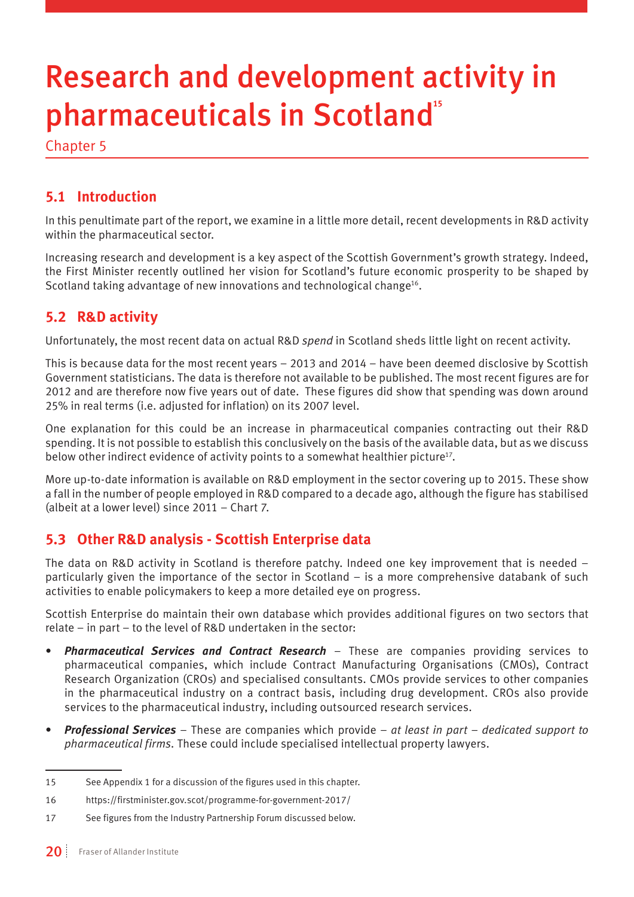# Research and development activity in pharmaceuticals in Scotland[15]

Chapter 5

## 5.1 Introduction

In this penultimate part of the report, we examine in a little more detail, recent developments in R&D activity within the pharmaceutical sector.

Increasing research and development is a key aspect of the Scottish Government's growth strategy. Indeed, the First Minister recently outlined her vision for Scotland's future economic prosperity to be shaped by Scotland taking advantage of new innovations and technological change[16].

## 5.2 R&D activity

Unfortunately, the most recent data on actual R&D *spend* in Scotland sheds little light on recent activity.

This is because data for the most recent years – 2013 and 2014 – have been deemed disclosive by Scottish Government statisticians. The data is therefore not available to be published. The most recent figures are for 2012 and are therefore now five years out of date. These figures did show that spending was down around 25% in real terms (i.e. adjusted for inflation) on its 2007 level.

One explanation for this could be an increase in pharmaceutical companies contracting out their R&D spending. It is not possible to establish this conclusively on the basis of the available data, but as we discuss below other indirect evidence of activity points to a somewhat healthier picture[17].

More up-to-date information is available on R&D employment in the sector covering up to 2015. These show a fall in the number of people employed in R&D compared to a decade ago, although the figure has stabilised (albeit at a lower level) since 2011 – Chart 7.

## 5.3 Other R&D analysis - Scottish Enterprise data

The data on R&D activity in Scotland is therefore patchy. Indeed one key improvement that is needed – particularly given the importance of the sector in Scotland – is a more comprehensive databank of such activities to enable policymakers to keep a more detailed eye on progress.

Scottish Enterprise do maintain their own database which provides additional figures on two sectors that relate – in part – to the level of R&D undertaken in the sector:

- ***Pharmaceutical Services and Contract Research*** – These are companies providing services to pharmaceutical companies, which include Contract Manufacturing Organisations (CMOs), Contract Research Organization (CROs) and specialised consultants. CMOs provide services to other companies in the pharmaceutical industry on a contract basis, including drug development. CROs also provide services to the pharmaceutical industry, including outsourced research services.
- ***Professional Services*** – These are companies which provide – *at least in part – dedicated support to pharmaceutical firms*. These could include specialised intellectual property lawyers.

---

15 See Appendix 1 for a discussion of the figures used in this chapter.

16 https://firstminister.gov.scot/programme-for-government-2017/

17 See figures from the Industry Partnership Forum discussed below.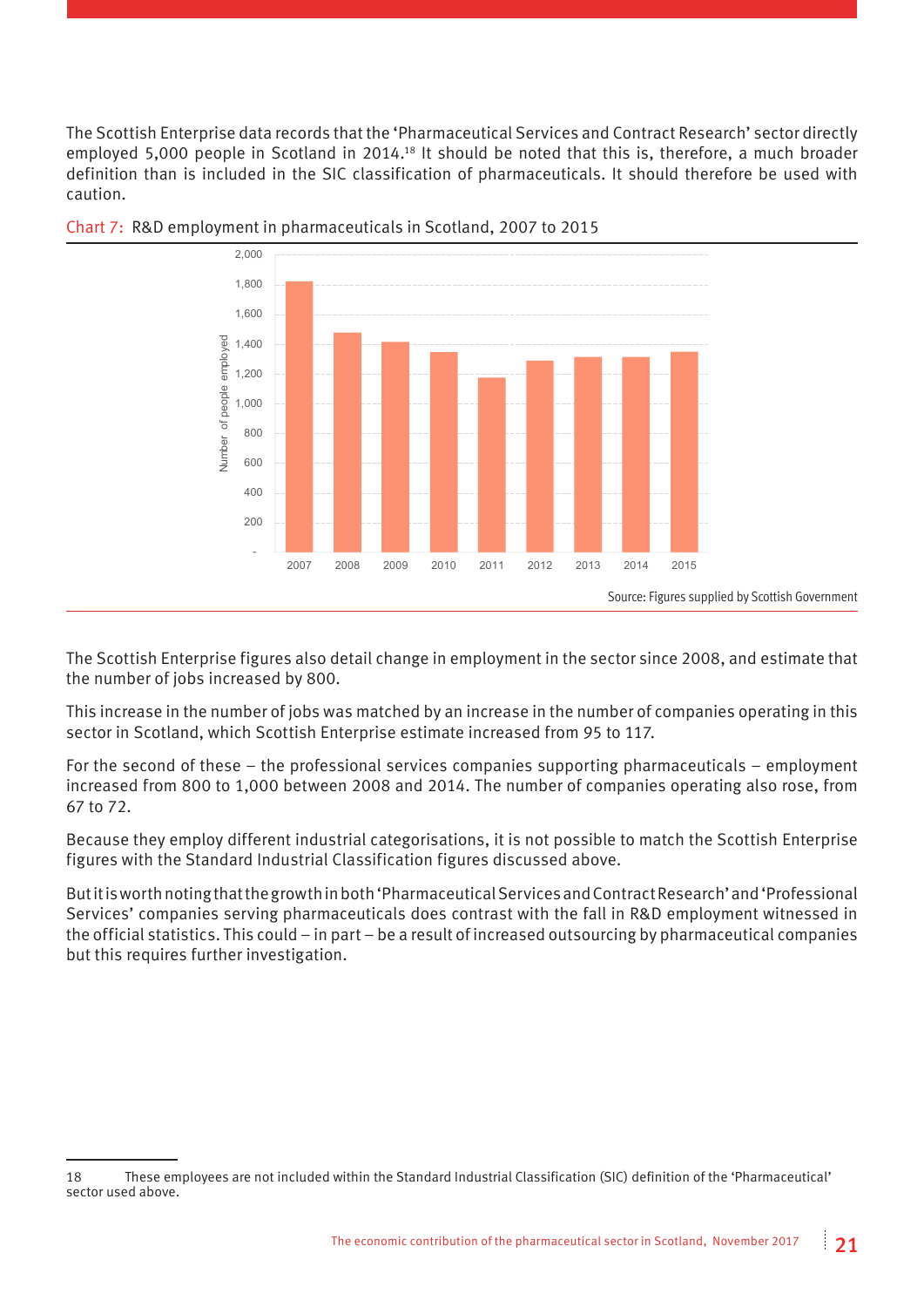The Scottish Enterprise data records that the 'Pharmaceutical Services and Contract Research' sector directly employed 5,000 people in Scotland in 2014.[18] It should be noted that this is, therefore, a much broader definition than is included in the SIC classification of pharmaceuticals. It should therefore be used with caution.

Chart 7: R&D employment in pharmaceuticals in Scotland, 2007 to 2015

Source: Figures supplied by Scottish Government

The Scottish Enterprise figures also detail change in employment in the sector since 2008, and estimate that the number of jobs increased by 800.

This increase in the number of jobs was matched by an increase in the number of companies operating in this sector in Scotland, which Scottish Enterprise estimate increased from 95 to 117.

For the second of these – the professional services companies supporting pharmaceuticals – employment increased from 800 to 1,000 between 2008 and 2014. The number of companies operating also rose, from 67 to 72.

Because they employ different industrial categorisations, it is not possible to match the Scottish Enterprise figures with the Standard Industrial Classification figures discussed above.

But it is worth noting that the growth in both 'Pharmaceutical Services and Contract Research' and 'Professional Services' companies serving pharmaceuticals does contrast with the fall in R&D employment witnessed in the official statistics. This could – in part – be a result of increased outsourcing by pharmaceutical companies but this requires further investigation.

18 These employees are not included within the Standard Industrial Classification (SIC) definition of the 'Pharmaceutical' sector used above.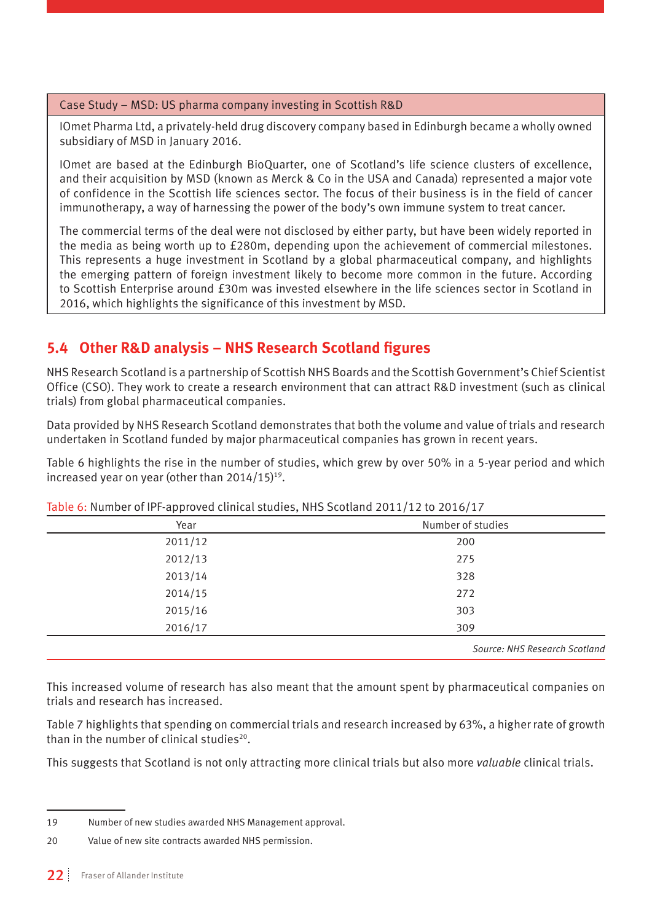**Case Study – MSD: US pharma company investing in Scottish R&D**

IOmet Pharma Ltd, a privately-held drug discovery company based in Edinburgh became a wholly owned subsidiary of MSD in January 2016.

IOmet are based at the Edinburgh BioQuarter, one of Scotland's life science clusters of excellence, and their acquisition by MSD (known as Merck & Co in the USA and Canada) represented a major vote of confidence in the Scottish life sciences sector. The focus of their business is in the field of cancer immunotherapy, a way of harnessing the power of the body's own immune system to treat cancer.

The commercial terms of the deal were not disclosed by either party, but have been widely reported in the media as being worth up to £280m, depending upon the achievement of commercial milestones. This represents a huge investment in Scotland by a global pharmaceutical company, and highlights the emerging pattern of foreign investment likely to become more common in the future. According to Scottish Enterprise around £30m was invested elsewhere in the life sciences sector in Scotland in 2016, which highlights the significance of this investment by MSD.

## 5.4 Other R&D analysis – NHS Research Scotland figures

NHS Research Scotland is a partnership of Scottish NHS Boards and the Scottish Government's Chief Scientist Office (CSO). They work to create a research environment that can attract R&D investment (such as clinical trials) from global pharmaceutical companies.

Data provided by NHS Research Scotland demonstrates that both the volume and value of trials and research undertaken in Scotland funded by major pharmaceutical companies has grown in recent years.

Table 6 highlights the rise in the number of studies, which grew by over 50% in a 5-year period and which increased year on year (other than 2014/15)[19].

Table 6: Number of IPF-approved clinical studies, NHS Scotland 2011/12 to 2016/17

| Year | Number of studies |
|---|---|
| 2011/12 | 200 |
| 2012/13 | 275 |
| 2013/14 | 328 |
| 2014/15 | 272 |
| 2015/16 | 303 |
| 2016/17 | 309 |

*Source: NHS Research Scotland*

This increased volume of research has also meant that the amount spent by pharmaceutical companies on trials and research has increased.

Table 7 highlights that spending on commercial trials and research increased by 63%, a higher rate of growth than in the number of clinical studies[20].

This suggests that Scotland is not only attracting more clinical trials but also more *valuable* clinical trials.

---

19 Number of new studies awarded NHS Management approval.

20 Value of new site contracts awarded NHS permission.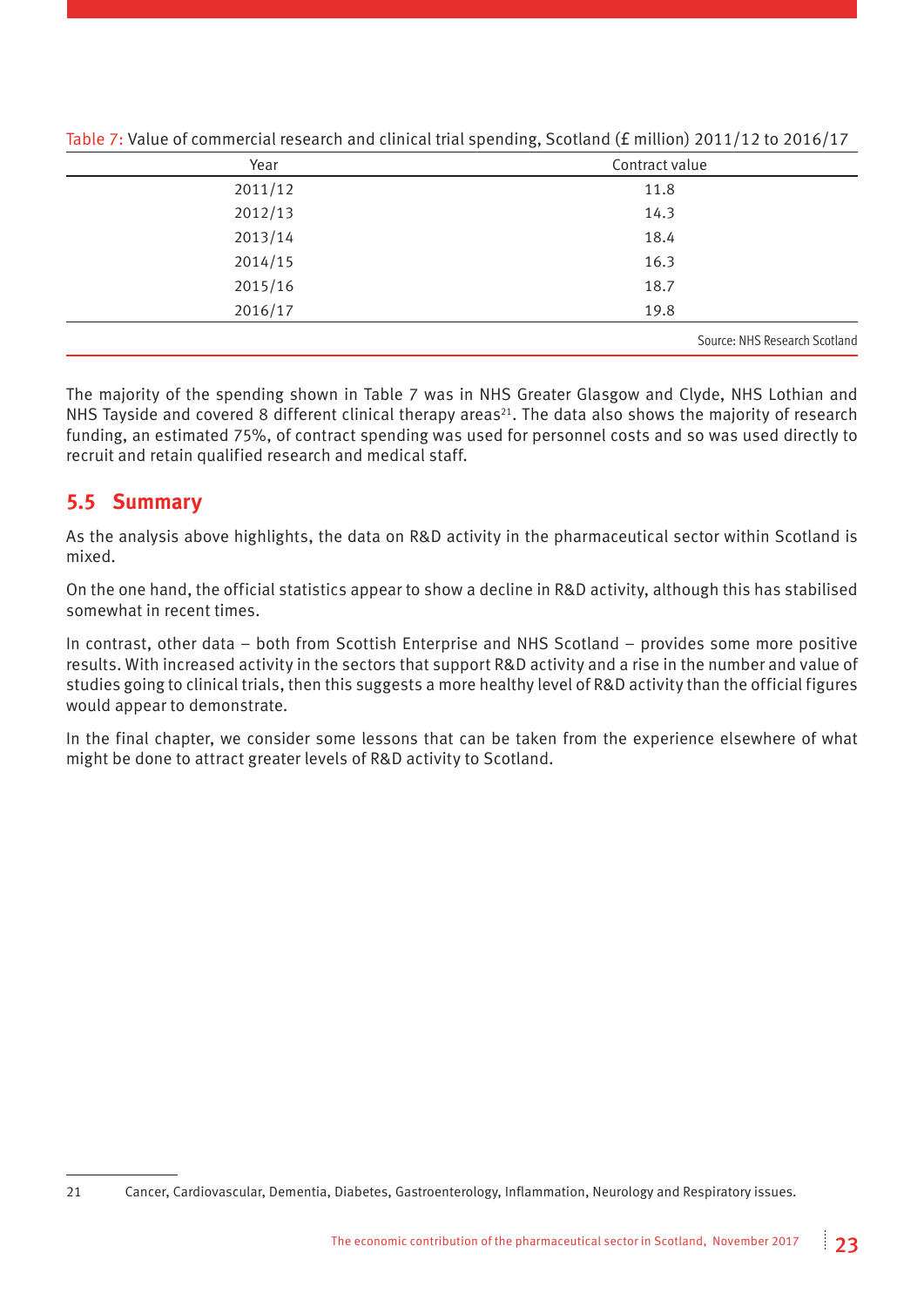Table 7: Value of commercial research and clinical trial spending, Scotland (£ million) 2011/12 to 2016/17

| Year | Contract value |
|---|---|
| 2011/12 | 11.8 |
| 2012/13 | 14.3 |
| 2013/14 | 18.4 |
| 2014/15 | 16.3 |
| 2015/16 | 18.7 |
| 2016/17 | 19.8 |

Source: NHS Research Scotland

The majority of the spending shown in Table 7 was in NHS Greater Glasgow and Clyde, NHS Lothian and NHS Tayside and covered 8 different clinical therapy areas[21]. The data also shows the majority of research funding, an estimated 75%, of contract spending was used for personnel costs and so was used directly to recruit and retain qualified research and medical staff.

## 5.5 Summary

As the analysis above highlights, the data on R&D activity in the pharmaceutical sector within Scotland is mixed.

On the one hand, the official statistics appear to show a decline in R&D activity, although this has stabilised somewhat in recent times.

In contrast, other data – both from Scottish Enterprise and NHS Scotland – provides some more positive results. With increased activity in the sectors that support R&D activity and a rise in the number and value of studies going to clinical trials, then this suggests a more healthy level of R&D activity than the official figures would appear to demonstrate.

In the final chapter, we consider some lessons that can be taken from the experience elsewhere of what might be done to attract greater levels of R&D activity to Scotland.

---

21 Cancer, Cardiovascular, Dementia, Diabetes, Gastroenterology, Inflammation, Neurology and Respiratory issues.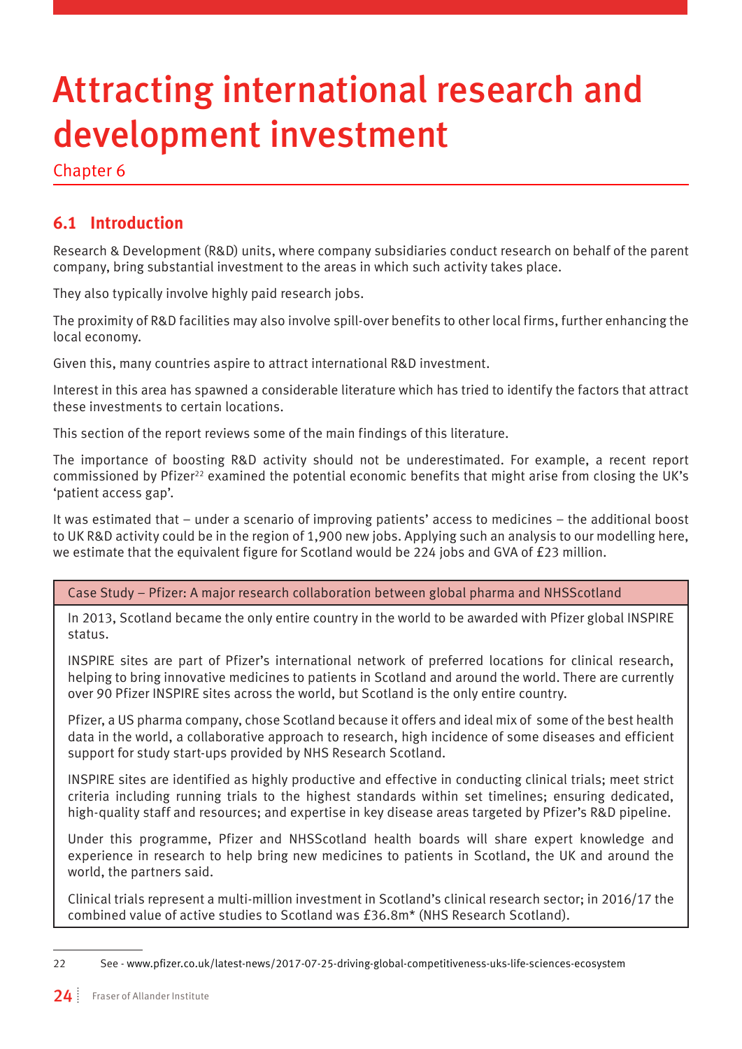# Attracting international research and development investment

Chapter 6

## 6.1 Introduction

Research & Development (R&D) units, where company subsidiaries conduct research on behalf of the parent company, bring substantial investment to the areas in which such activity takes place.

They also typically involve highly paid research jobs.

The proximity of R&D facilities may also involve spill-over benefits to other local firms, further enhancing the local economy.

Given this, many countries aspire to attract international R&D investment.

Interest in this area has spawned a considerable literature which has tried to identify the factors that attract these investments to certain locations.

This section of the report reviews some of the main findings of this literature.

The importance of boosting R&D activity should not be underestimated. For example, a recent report commissioned by Pfizer[22] examined the potential economic benefits that might arise from closing the UK's 'patient access gap'.

It was estimated that – under a scenario of improving patients' access to medicines – the additional boost to UK R&D activity could be in the region of 1,900 new jobs. Applying such an analysis to our modelling here, we estimate that the equivalent figure for Scotland would be 224 jobs and GVA of £23 million.

| Case Study – Pfizer: A major research collaboration between global pharma and NHSScotland |
|---|
| In 2013, Scotland became the only entire country in the world to be awarded with Pfizer global INSPIRE status.<br><br>INSPIRE sites are part of Pfizer's international network of preferred locations for clinical research, helping to bring innovative medicines to patients in Scotland and around the world. There are currently over 90 Pfizer INSPIRE sites across the world, but Scotland is the only entire country.<br><br>Pfizer, a US pharma company, chose Scotland because it offers and ideal mix of some of the best health data in the world, a collaborative approach to research, high incidence of some diseases and efficient support for study start-ups provided by NHS Research Scotland.<br><br>INSPIRE sites are identified as highly productive and effective in conducting clinical trials; meet strict criteria including running trials to the highest standards within set timelines; ensuring dedicated, high-quality staff and resources; and expertise in key disease areas targeted by Pfizer's R&D pipeline.<br><br>Under this programme, Pfizer and NHSScotland health boards will share expert knowledge and experience in research to help bring new medicines to patients in Scotland, the UK and around the world, the partners said.<br><br>Clinical trials represent a multi-million investment in Scotland's clinical research sector; in 2016/17 the combined value of active studies to Scotland was £36.8m* (NHS Research Scotland). |

22 See - www.pfizer.co.uk/latest-news/2017-07-25-driving-global-competitiveness-uks-life-sciences-ecosystem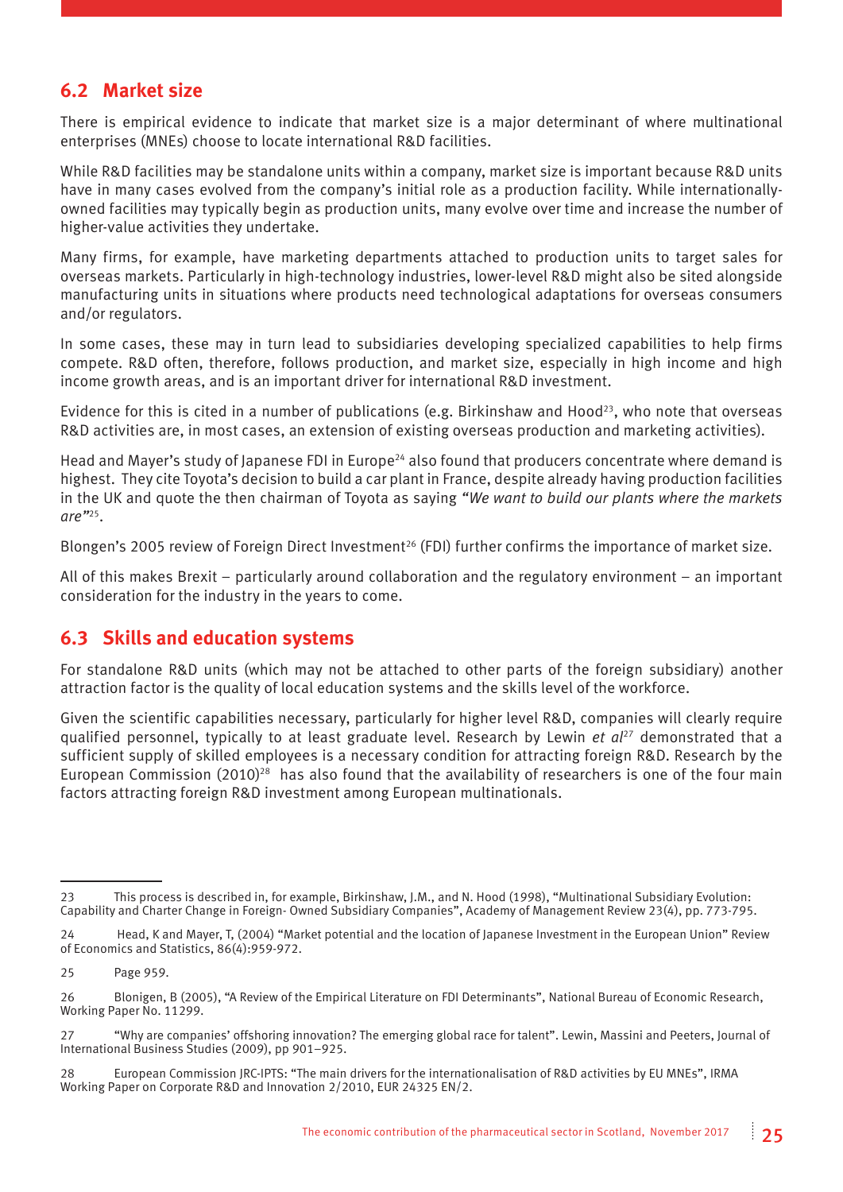## 6.2 Market size

There is empirical evidence to indicate that market size is a major determinant of where multinational enterprises (MNEs) choose to locate international R&D facilities.

While R&D facilities may be standalone units within a company, market size is important because R&D units have in many cases evolved from the company's initial role as a production facility. While internationally-owned facilities may typically begin as production units, many evolve over time and increase the number of higher-value activities they undertake.

Many firms, for example, have marketing departments attached to production units to target sales for overseas markets. Particularly in high-technology industries, lower-level R&D might also be sited alongside manufacturing units in situations where products need technological adaptations for overseas consumers and/or regulators.

In some cases, these may in turn lead to subsidiaries developing specialized capabilities to help firms compete. R&D often, therefore, follows production, and market size, especially in high income and high income growth areas, and is an important driver for international R&D investment.

Evidence for this is cited in a number of publications (e.g. Birkinshaw and Hood[23], who note that overseas R&D activities are, in most cases, an extension of existing overseas production and marketing activities).

Head and Mayer's study of Japanese FDI in Europe[24] also found that producers concentrate where demand is highest. They cite Toyota's decision to build a car plant in France, despite already having production facilities in the UK and quote the then chairman of Toyota as saying *"We want to build our plants where the markets are"*[25].

Blongen's 2005 review of Foreign Direct Investment[26] (FDI) further confirms the importance of market size.

All of this makes Brexit – particularly around collaboration and the regulatory environment – an important consideration for the industry in the years to come.

## 6.3 Skills and education systems

For standalone R&D units (which may not be attached to other parts of the foreign subsidiary) another attraction factor is the quality of local education systems and the skills level of the workforce.

Given the scientific capabilities necessary, particularly for higher level R&D, companies will clearly require qualified personnel, typically to at least graduate level. Research by Lewin *et al*[27] demonstrated that a sufficient supply of skilled employees is a necessary condition for attracting foreign R&D. Research by the European Commission (2010)[28] has also found that the availability of researchers is one of the four main factors attracting foreign R&D investment among European multinationals.

---

23 This process is described in, for example, Birkinshaw, J.M., and N. Hood (1998), "Multinational Subsidiary Evolution: Capability and Charter Change in Foreign- Owned Subsidiary Companies", Academy of Management Review 23(4), pp. 773-795.

24 Head, K and Mayer, T, (2004) "Market potential and the location of Japanese Investment in the European Union" Review of Economics and Statistics, 86(4):959-972.

25 Page 959.

26 Blonigen, B (2005), "A Review of the Empirical Literature on FDI Determinants", National Bureau of Economic Research, Working Paper No. 11299.

27 "Why are companies' offshoring innovation? The emerging global race for talent". Lewin, Massini and Peeters, Journal of International Business Studies (2009), pp 901–925.

28 European Commission JRC-IPTS: "The main drivers for the internationalisation of R&D activities by EU MNEs", IRMA Working Paper on Corporate R&D and Innovation 2/2010, EUR 24325 EN/2.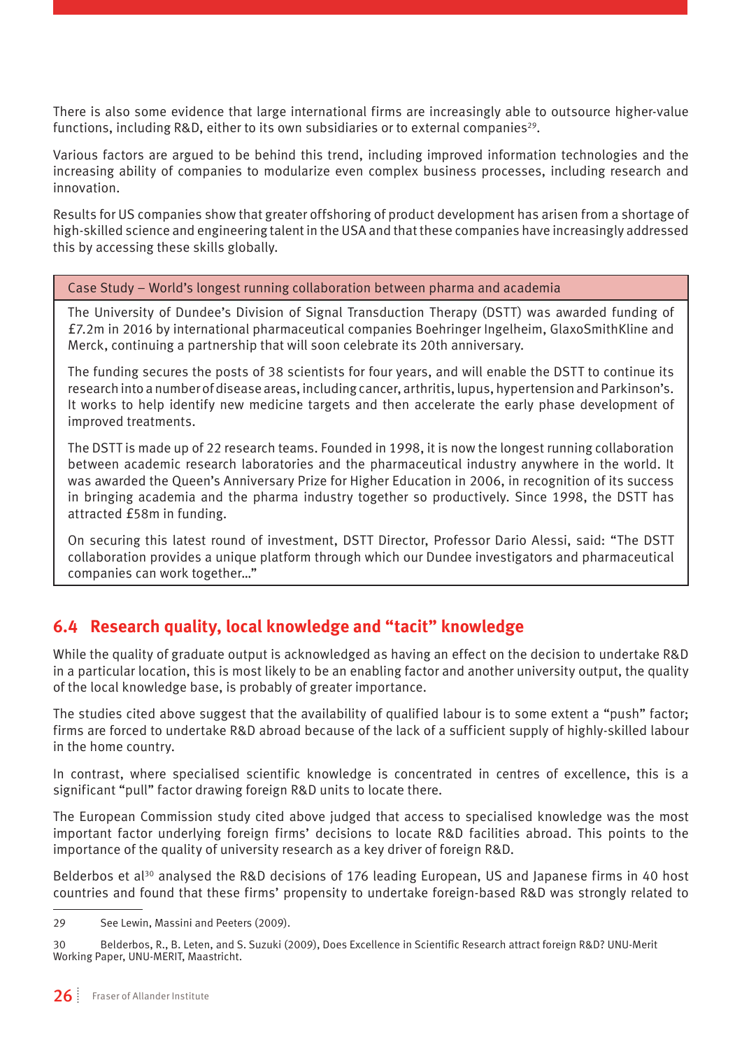There is also some evidence that large international firms are increasingly able to outsource higher-value functions, including R&D, either to its own subsidiaries or to external companies[29].

Various factors are argued to be behind this trend, including improved information technologies and the increasing ability of companies to modularize even complex business processes, including research and innovation.

Results for US companies show that greater offshoring of product development has arisen from a shortage of high-skilled science and engineering talent in the USA and that these companies have increasingly addressed this by accessing these skills globally.

| Case Study – World's longest running collaboration between pharma and academia |
|---|
| The University of Dundee's Division of Signal Transduction Therapy (DSTT) was awarded funding of £7.2m in 2016 by international pharmaceutical companies Boehringer Ingelheim, GlaxoSmithKline and Merck, continuing a partnership that will soon celebrate its 20th anniversary.<br><br>The funding secures the posts of 38 scientists for four years, and will enable the DSTT to continue its research into a number of disease areas, including cancer, arthritis, lupus, hypertension and Parkinson's. It works to help identify new medicine targets and then accelerate the early phase development of improved treatments.<br><br>The DSTT is made up of 22 research teams. Founded in 1998, it is now the longest running collaboration between academic research laboratories and the pharmaceutical industry anywhere in the world. It was awarded the Queen's Anniversary Prize for Higher Education in 2006, in recognition of its success in bringing academia and the pharma industry together so productively. Since 1998, the DSTT has attracted £58m in funding.<br><br>On securing this latest round of investment, DSTT Director, Professor Dario Alessi, said: "The DSTT collaboration provides a unique platform through which our Dundee investigators and pharmaceutical companies can work together..." |

## 6.4 Research quality, local knowledge and "tacit" knowledge

While the quality of graduate output is acknowledged as having an effect on the decision to undertake R&D in a particular location, this is most likely to be an enabling factor and another university output, the quality of the local knowledge base, is probably of greater importance.

The studies cited above suggest that the availability of qualified labour is to some extent a "push" factor; firms are forced to undertake R&D abroad because of the lack of a sufficient supply of highly-skilled labour in the home country.

In contrast, where specialised scientific knowledge is concentrated in centres of excellence, this is a significant "pull" factor drawing foreign R&D units to locate there.

The European Commission study cited above judged that access to specialised knowledge was the most important factor underlying foreign firms' decisions to locate R&D facilities abroad. This points to the importance of the quality of university research as a key driver of foreign R&D.

Belderbos et al[30] analysed the R&D decisions of 176 leading European, US and Japanese firms in 40 host countries and found that these firms' propensity to undertake foreign-based R&D was strongly related to

---

29 See Lewin, Massini and Peeters (2009).

30 Belderbos, R., B. Leten, and S. Suzuki (2009), Does Excellence in Scientific Research attract foreign R&D? UNU-Merit Working Paper, UNU-MERIT, Maastricht.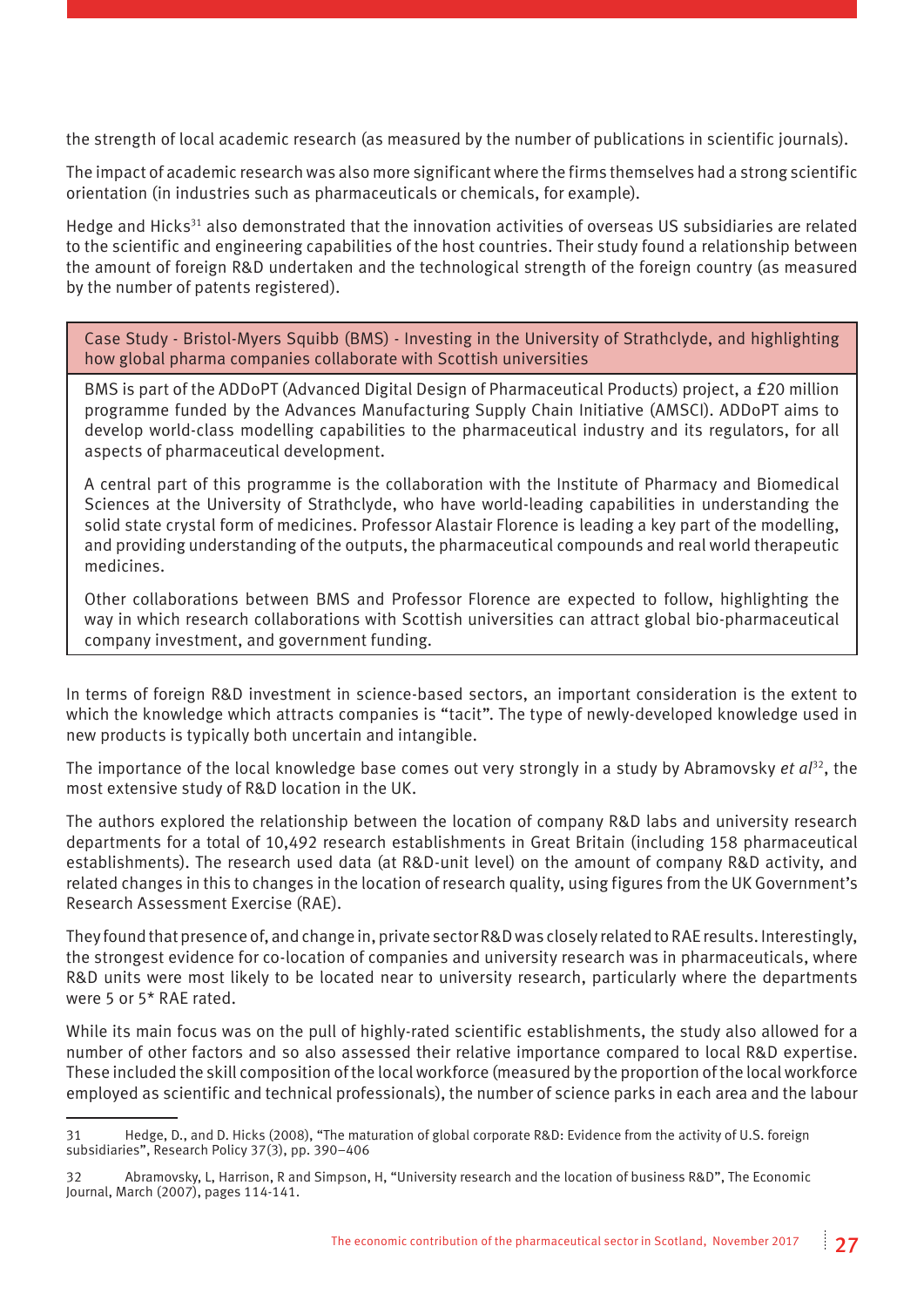the strength of local academic research (as measured by the number of publications in scientific journals).

The impact of academic research was also more significant where the firms themselves had a strong scientific orientation (in industries such as pharmaceuticals or chemicals, for example).

Hedge and Hicks[31] also demonstrated that the innovation activities of overseas US subsidiaries are related to the scientific and engineering capabilities of the host countries. Their study found a relationship between the amount of foreign R&D undertaken and the technological strength of the foreign country (as measured by the number of patents registered).

| Case Study - Bristol-Myers Squibb (BMS) - Investing in the University of Strathclyde, and highlighting how global pharma companies collaborate with Scottish universities |
|---|
| BMS is part of the ADDoPT (Advanced Digital Design of Pharmaceutical Products) project, a £20 million programme funded by the Advances Manufacturing Supply Chain Initiative (AMSCI). ADDoPT aims to develop world-class modelling capabilities to the pharmaceutical industry and its regulators, for all aspects of pharmaceutical development.<br><br>A central part of this programme is the collaboration with the Institute of Pharmacy and Biomedical Sciences at the University of Strathclyde, who have world-leading capabilities in understanding the solid state crystal form of medicines. Professor Alastair Florence is leading a key part of the modelling, and providing understanding of the outputs, the pharmaceutical compounds and real world therapeutic medicines.<br><br>Other collaborations between BMS and Professor Florence are expected to follow, highlighting the way in which research collaborations with Scottish universities can attract global bio-pharmaceutical company investment, and government funding. |

In terms of foreign R&D investment in science-based sectors, an important consideration is the extent to which the knowledge which attracts companies is "tacit". The type of newly-developed knowledge used in new products is typically both uncertain and intangible.

The importance of the local knowledge base comes out very strongly in a study by Abramovsky *et al*[32], the most extensive study of R&D location in the UK.

The authors explored the relationship between the location of company R&D labs and university research departments for a total of 10,492 research establishments in Great Britain (including 158 pharmaceutical establishments). The research used data (at R&D-unit level) on the amount of company R&D activity, and related changes in this to changes in the location of research quality, using figures from the UK Government's Research Assessment Exercise (RAE).

They found that presence of, and change in, private sector R&D was closely related to RAE results. Interestingly, the strongest evidence for co-location of companies and university research was in pharmaceuticals, where R&D units were most likely to be located near to university research, particularly where the departments were 5 or 5* RAE rated.

While its main focus was on the pull of highly-rated scientific establishments, the study also allowed for a number of other factors and so also assessed their relative importance compared to local R&D expertise. These included the skill composition of the local workforce (measured by the proportion of the local workforce employed as scientific and technical professionals), the number of science parks in each area and the labour

---

31 Hedge, D., and D. Hicks (2008), "The maturation of global corporate R&D: Evidence from the activity of U.S. foreign subsidiaries", Research Policy 37(3), pp. 390–406

32 Abramovsky, L, Harrison, R and Simpson, H, "University research and the location of business R&D", The Economic Journal, March (2007), pages 114-141.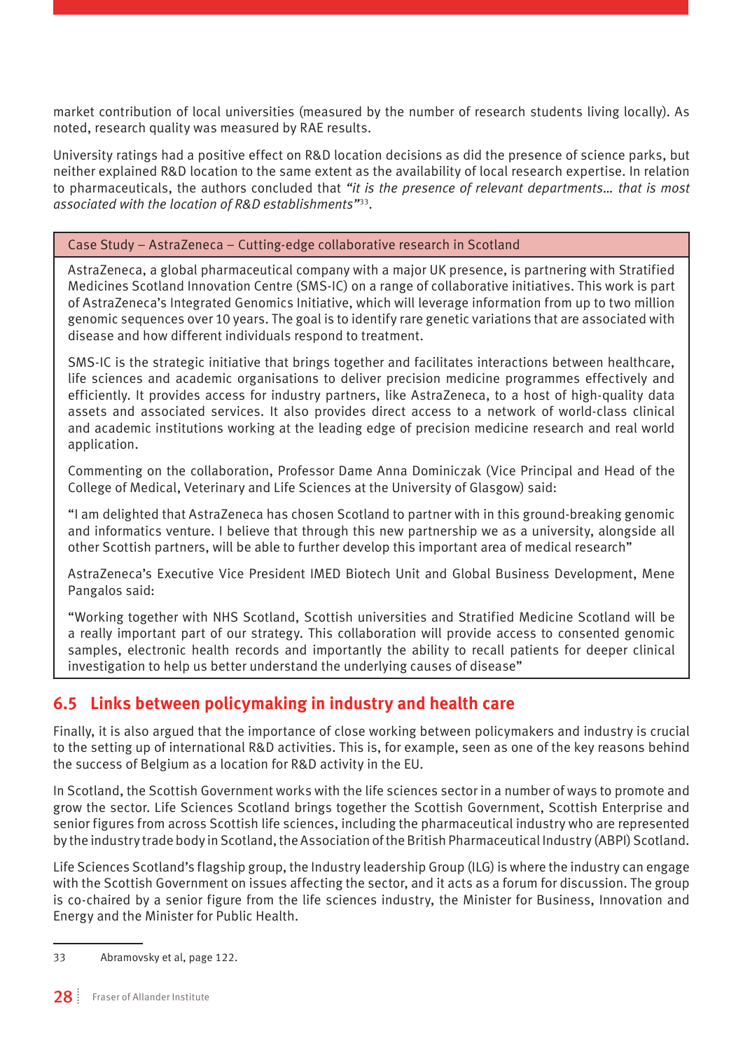market contribution of local universities (measured by the number of research students living locally). As noted, research quality was measured by RAE results.

University ratings had a positive effect on R&D location decisions as did the presence of science parks, but neither explained R&D location to the same extent as the availability of local research expertise. In relation to pharmaceuticals, the authors concluded that *"it is the presence of relevant departments… that is most associated with the location of R&D establishments"*[33].

> **Case Study – AstraZeneca – Cutting-edge collaborative research in Scotland**
>
> AstraZeneca, a global pharmaceutical company with a major UK presence, is partnering with Stratified Medicines Scotland Innovation Centre (SMS-IC) on a range of collaborative initiatives. This work is part of AstraZeneca's Integrated Genomics Initiative, which will leverage information from up to two million genomic sequences over 10 years. The goal is to identify rare genetic variations that are associated with disease and how different individuals respond to treatment.
>
> SMS-IC is the strategic initiative that brings together and facilitates interactions between healthcare, life sciences and academic organisations to deliver precision medicine programmes effectively and efficiently. It provides access for industry partners, like AstraZeneca, to a host of high-quality data assets and associated services. It also provides direct access to a network of world-class clinical and academic institutions working at the leading edge of precision medicine research and real world application.
>
> Commenting on the collaboration, Professor Dame Anna Dominiczak (Vice Principal and Head of the College of Medical, Veterinary and Life Sciences at the University of Glasgow) said:
>
> "I am delighted that AstraZeneca has chosen Scotland to partner with in this ground-breaking genomic and informatics venture. I believe that through this new partnership we as a university, alongside all other Scottish partners, will be able to further develop this important area of medical research"
>
> AstraZeneca's Executive Vice President IMED Biotech Unit and Global Business Development, Mene Pangalos said:
>
> "Working together with NHS Scotland, Scottish universities and Stratified Medicine Scotland will be a really important part of our strategy. This collaboration will provide access to consented genomic samples, electronic health records and importantly the ability to recall patients for deeper clinical investigation to help us better understand the underlying causes of disease"

## 6.5 Links between policymaking in industry and health care

Finally, it is also argued that the importance of close working between policymakers and industry is crucial to the setting up of international R&D activities. This is, for example, seen as one of the key reasons behind the success of Belgium as a location for R&D activity in the EU.

In Scotland, the Scottish Government works with the life sciences sector in a number of ways to promote and grow the sector. Life Sciences Scotland brings together the Scottish Government, Scottish Enterprise and senior figures from across Scottish life sciences, including the pharmaceutical industry who are represented by the industry trade body in Scotland, the Association of the British Pharmaceutical Industry (ABPI) Scotland.

Life Sciences Scotland's flagship group, the Industry leadership Group (ILG) is where the industry can engage with the Scottish Government on issues affecting the sector, and it acts as a forum for discussion. The group is co-chaired by a senior figure from the life sciences industry, the Minister for Business, Innovation and Energy and the Minister for Public Health.

---

33 Abramovsky et al, page 122.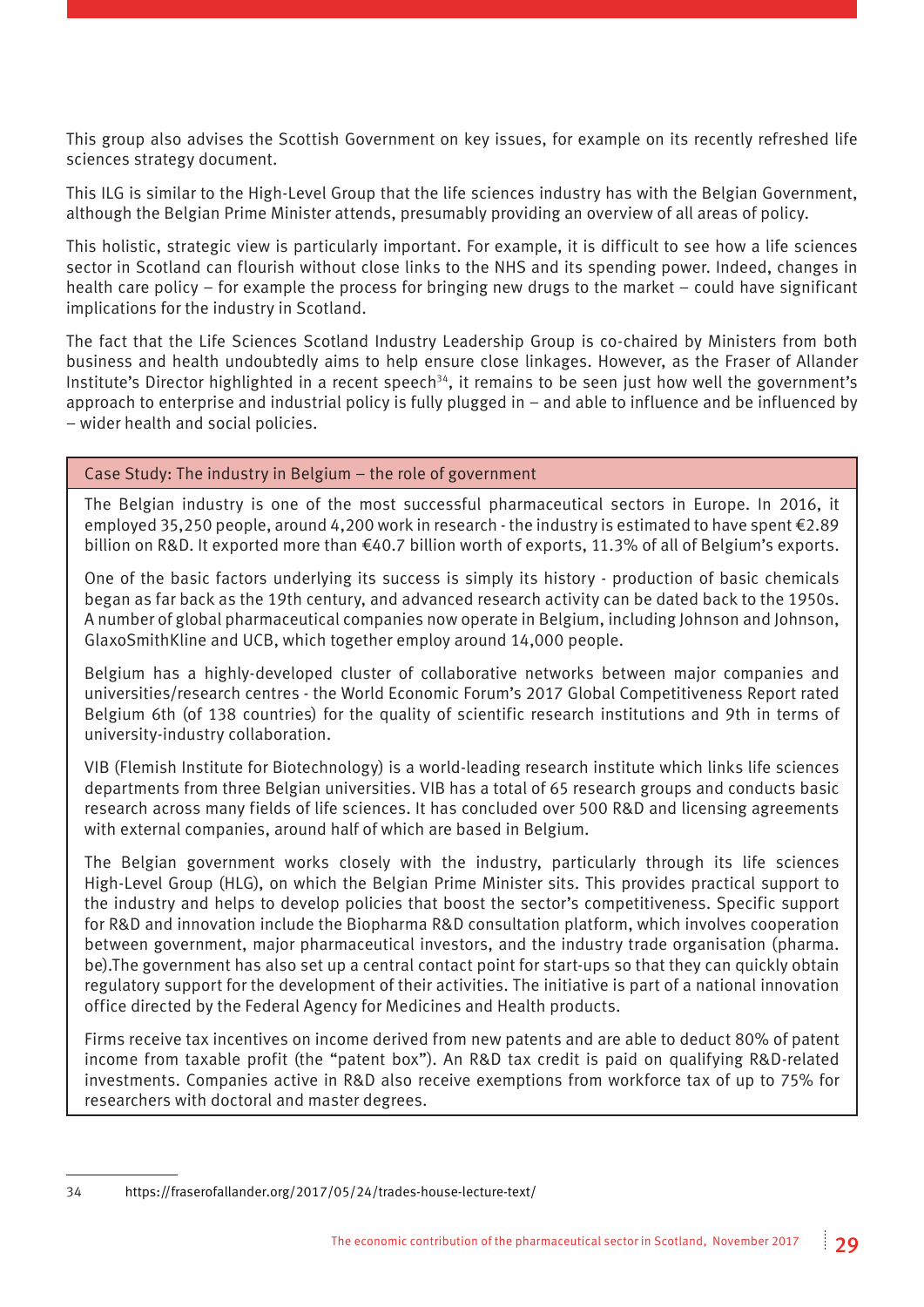This group also advises the Scottish Government on key issues, for example on its recently refreshed life sciences strategy document.

This ILG is similar to the High-Level Group that the life sciences industry has with the Belgian Government, although the Belgian Prime Minister attends, presumably providing an overview of all areas of policy.

This holistic, strategic view is particularly important. For example, it is difficult to see how a life sciences sector in Scotland can flourish without close links to the NHS and its spending power. Indeed, changes in health care policy – for example the process for bringing new drugs to the market – could have significant implications for the industry in Scotland.

The fact that the Life Sciences Scotland Industry Leadership Group is co-chaired by Ministers from both business and health undoubtedly aims to help ensure close linkages. However, as the Fraser of Allander Institute's Director highlighted in a recent speech[34], it remains to be seen just how well the government's approach to enterprise and industrial policy is fully plugged in – and able to influence and be influenced by – wider health and social policies.

### Case Study: The industry in Belgium – the role of government

The Belgian industry is one of the most successful pharmaceutical sectors in Europe. In 2016, it employed 35,250 people, around 4,200 work in research - the industry is estimated to have spent €2.89 billion on R&D. It exported more than €40.7 billion worth of exports, 11.3% of all of Belgium's exports.

One of the basic factors underlying its success is simply its history - production of basic chemicals began as far back as the 19th century, and advanced research activity can be dated back to the 1950s. A number of global pharmaceutical companies now operate in Belgium, including Johnson and Johnson, GlaxoSmithKline and UCB, which together employ around 14,000 people.

Belgium has a highly-developed cluster of collaborative networks between major companies and universities/research centres - the World Economic Forum's 2017 Global Competitiveness Report rated Belgium 6th (of 138 countries) for the quality of scientific research institutions and 9th in terms of university-industry collaboration.

VIB (Flemish Institute for Biotechnology) is a world-leading research institute which links life sciences departments from three Belgian universities. VIB has a total of 65 research groups and conducts basic research across many fields of life sciences. It has concluded over 500 R&D and licensing agreements with external companies, around half of which are based in Belgium.

The Belgian government works closely with the industry, particularly through its life sciences High-Level Group (HLG), on which the Belgian Prime Minister sits. This provides practical support to the industry and helps to develop policies that boost the sector's competitiveness. Specific support for R&D and innovation include the Biopharma R&D consultation platform, which involves cooperation between government, major pharmaceutical investors, and the industry trade organisation (pharma.be).The government has also set up a central contact point for start-ups so that they can quickly obtain regulatory support for the development of their activities. The initiative is part of a national innovation office directed by the Federal Agency for Medicines and Health products.

Firms receive tax incentives on income derived from new patents and are able to deduct 80% of patent income from taxable profit (the "patent box"). An R&D tax credit is paid on qualifying R&D-related investments. Companies active in R&D also receive exemptions from workforce tax of up to 75% for researchers with doctoral and master degrees.

---

34 https://fraserofallander.org/2017/05/24/trades-house-lecture-text/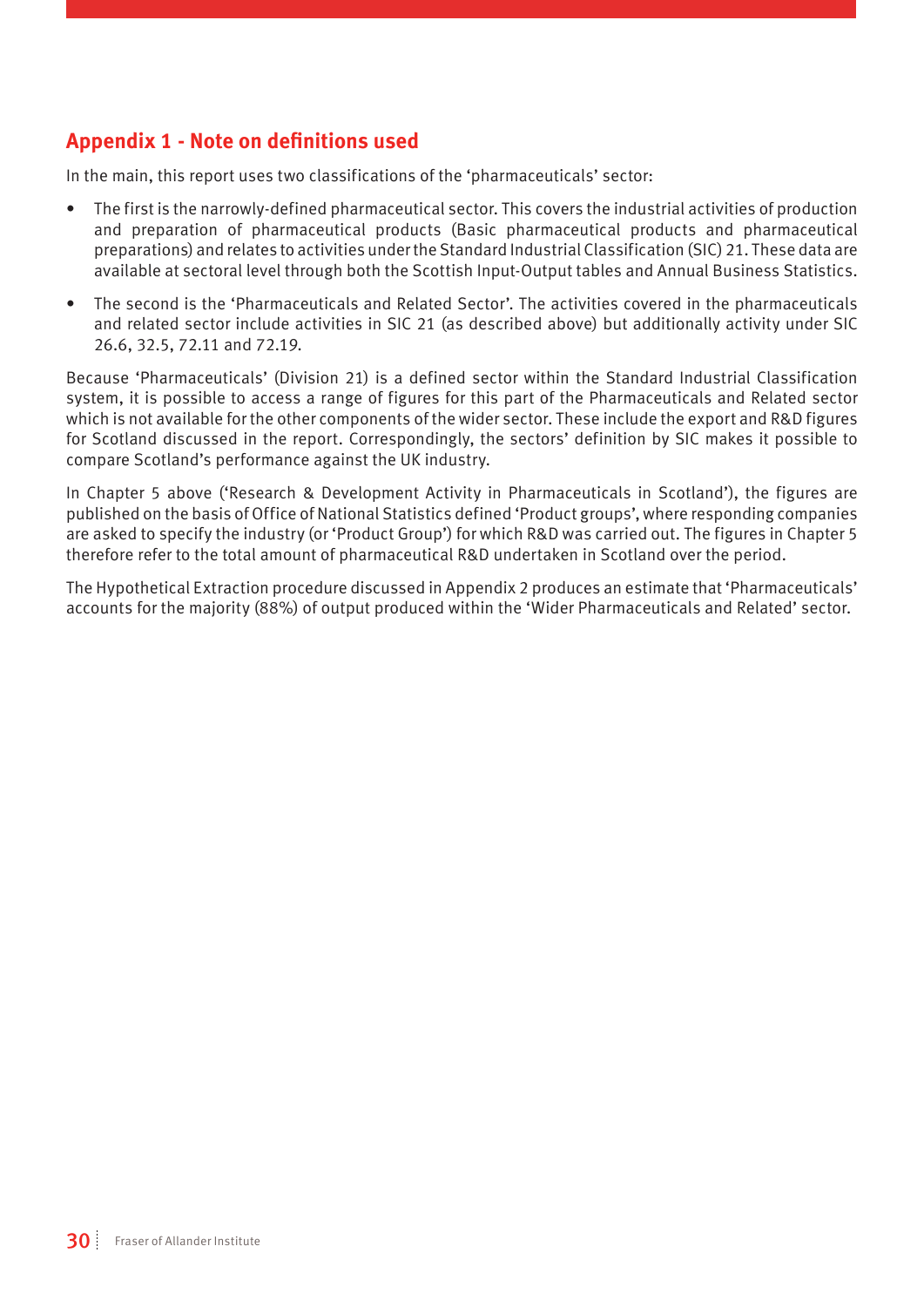## Appendix 1 - Note on definitions used

In the main, this report uses two classifications of the 'pharmaceuticals' sector:

- The first is the narrowly-defined pharmaceutical sector. This covers the industrial activities of production and preparation of pharmaceutical products (Basic pharmaceutical products and pharmaceutical preparations) and relates to activities under the Standard Industrial Classification (SIC) 21. These data are available at sectoral level through both the Scottish Input-Output tables and Annual Business Statistics.
- The second is the 'Pharmaceuticals and Related Sector'. The activities covered in the pharmaceuticals and related sector include activities in SIC 21 (as described above) but additionally activity under SIC 26.6, 32.5, 72.11 and 72.19.

Because 'Pharmaceuticals' (Division 21) is a defined sector within the Standard Industrial Classification system, it is possible to access a range of figures for this part of the Pharmaceuticals and Related sector which is not available for the other components of the wider sector. These include the export and R&D figures for Scotland discussed in the report. Correspondingly, the sectors' definition by SIC makes it possible to compare Scotland's performance against the UK industry.

In Chapter 5 above ('Research & Development Activity in Pharmaceuticals in Scotland'), the figures are published on the basis of Office of National Statistics defined 'Product groups', where responding companies are asked to specify the industry (or 'Product Group') for which R&D was carried out. The figures in Chapter 5 therefore refer to the total amount of pharmaceutical R&D undertaken in Scotland over the period.

The Hypothetical Extraction procedure discussed in Appendix 2 produces an estimate that 'Pharmaceuticals' accounts for the majority (88%) of output produced within the 'Wider Pharmaceuticals and Related' sector.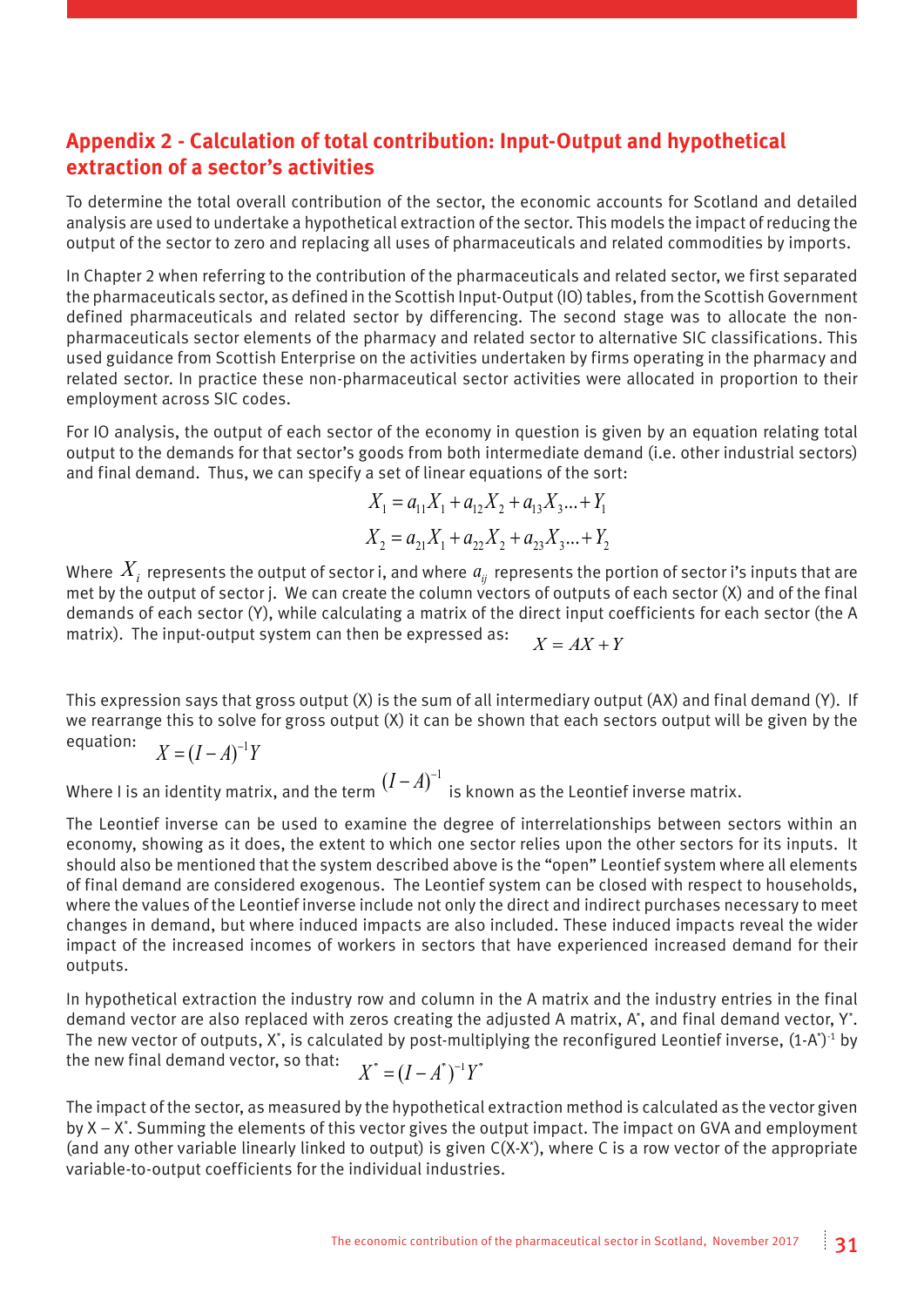## Appendix 2 - Calculation of total contribution: Input-Output and hypothetical extraction of a sector's activities

To determine the total overall contribution of the sector, the economic accounts for Scotland and detailed analysis are used to undertake a hypothetical extraction of the sector. This models the impact of reducing the output of the sector to zero and replacing all uses of pharmaceuticals and related commodities by imports.

In Chapter 2 when referring to the contribution of the pharmaceuticals and related sector, we first separated the pharmaceuticals sector, as defined in the Scottish Input-Output (IO) tables, from the Scottish Government defined pharmaceuticals and related sector by differencing. The second stage was to allocate the non-pharmaceuticals sector elements of the pharmacy and related sector to alternative SIC classifications. This used guidance from Scottish Enterprise on the activities undertaken by firms operating in the pharmacy and related sector. In practice these non-pharmaceutical sector activities were allocated in proportion to their employment across SIC codes.

For IO analysis, the output of each sector of the economy in question is given by an equation relating total output to the demands for that sector's goods from both intermediate demand (i.e. other industrial sectors) and final demand. Thus, we can specify a set of linear equations of the sort:

$$X_1 = a_{11}X_1 + a_{12}X_2 + a_{13}X_3 ... + Y_1$$

$$X_2 = a_{21}X_1 + a_{22}X_2 + a_{23}X_3 ... + Y_2$$

Where $X_i$ represents the output of sector i, and where $a_{ij}$ represents the portion of sector i's inputs that are met by the output of sector j. We can create the column vectors of outputs of each sector (X) and of the final demands of each sector (Y), while calculating a matrix of the direct input coefficients for each sector (the A matrix). The input-output system can then be expressed as: $X = AX + Y$

This expression says that gross output (X) is the sum of all intermediary output (AX) and final demand (Y). If we rearrange this to solve for gross output (X) it can be shown that each sectors output will be given by the equation: $X = (I - A)^{-1}Y$

Where I is an identity matrix, and the term $(I - A)^{-1}$ is known as the Leontief inverse matrix.

The Leontief inverse can be used to examine the degree of interrelationships between sectors within an economy, showing as it does, the extent to which one sector relies upon the other sectors for its inputs. It should also be mentioned that the system described above is the "open" Leontief system where all elements of final demand are considered exogenous. The Leontief system can be closed with respect to households, where the values of the Leontief inverse include not only the direct and indirect purchases necessary to meet changes in demand, but where induced impacts are also included. These induced impacts reveal the wider impact of the increased incomes of workers in sectors that have experienced increased demand for their outputs.

In hypothetical extraction the industry row and column in the A matrix and the industry entries in the final demand vector are also replaced with zeros creating the adjusted A matrix, $A^*$, and final demand vector, $Y^*$. The new vector of outputs, $X^*$, is calculated by post-multiplying the reconfigured Leontief inverse, $(1-A^*)^{-1}$ by the new final demand vector, so that: $X^* = (I - A^*)^{-1}Y^*$

The impact of the sector, as measured by the hypothetical extraction method is calculated as the vector given by $X - X^*$. Summing the elements of this vector gives the output impact. The impact on GVA and employment (and any other variable linearly linked to output) is given $C(X-X^*)$, where C is a row vector of the appropriate variable-to-output coefficients for the individual industries.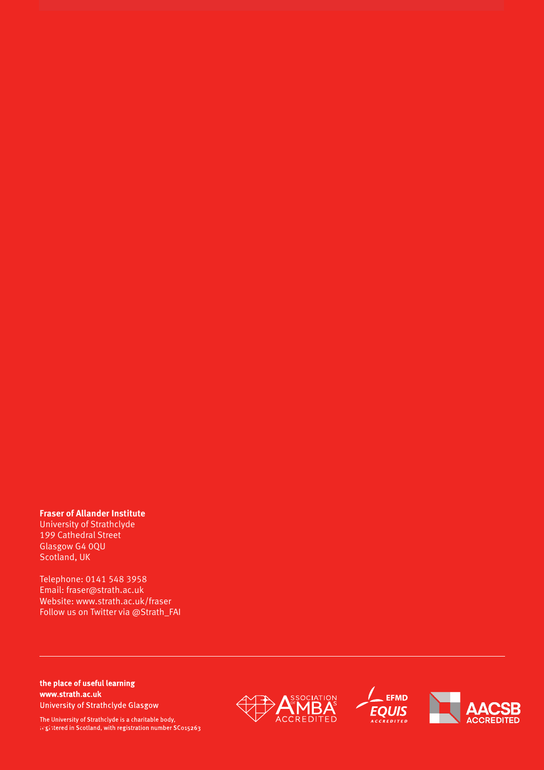**Fraser of Allander Institute**
University of Strathclyde
199 Cathedral Street
Glasgow G4 0QU
Scotland, UK

Telephone: 0141 548 3958
Email: fraser@strath.ac.uk
Website: www.strath.ac.uk/fraser
Follow us on Twitter via @Strath_FAI

---

**the place of useful learning**
**www.strath.ac.uk**
University of Strathclyde Glasgow

The University of Strathclyde is a charitable body, registered in Scotland, with registration number SC015263

ASSOCIATION OF MBAS ACCREDITED

EFMD EQUIS ACCREDITED

AACSB ACCREDITED